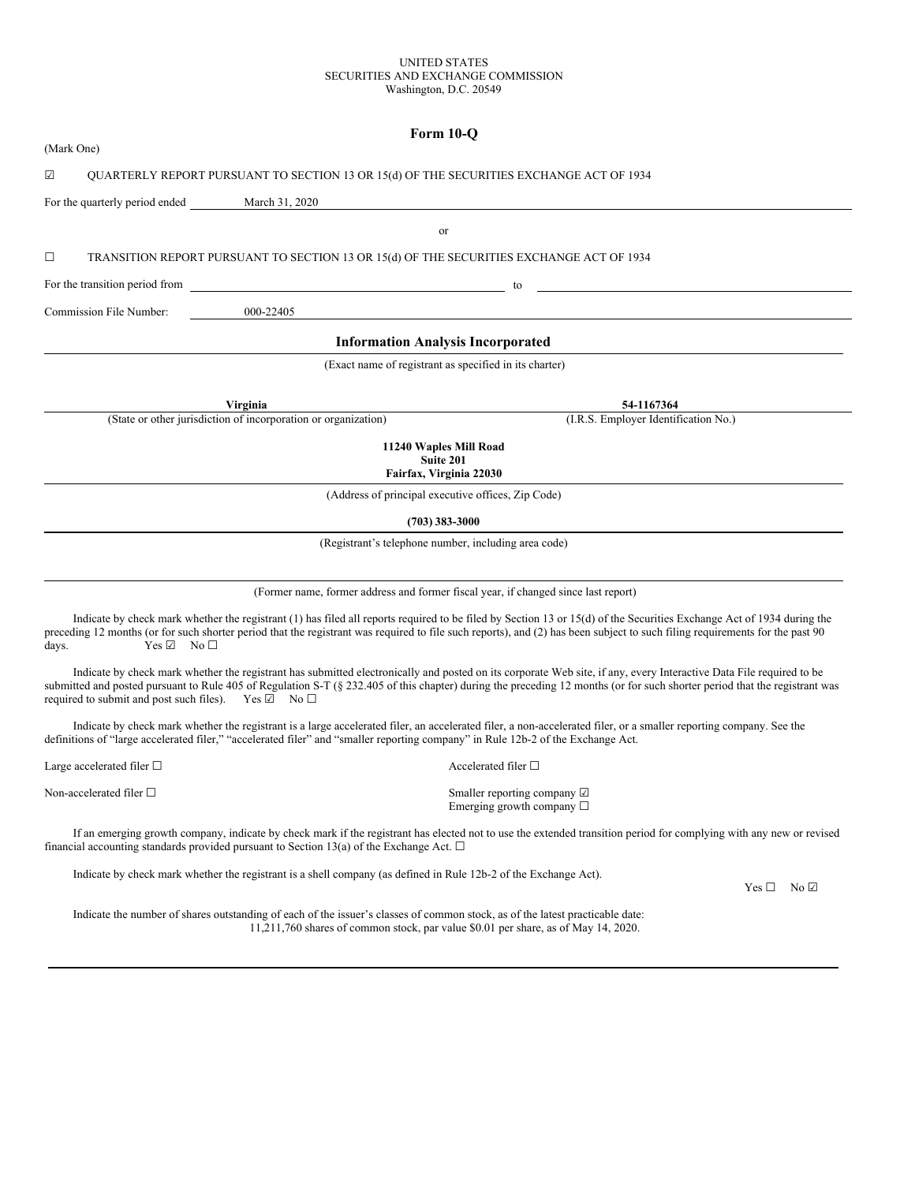UNITED STATES
SECURITIES AND EXCHANGE COMMISSION
Washington, D.C. 20549

# Form 10-Q

(Mark One)

☑ QUARTERLY REPORT PURSUANT TO SECTION 13 OR 15(d) OF THE SECURITIES EXCHANGE ACT OF 1934

For the quarterly period ended March 31, 2020

or

☐ TRANSITION REPORT PURSUANT TO SECTION 13 OR 15(d) OF THE SECURITIES EXCHANGE ACT OF 1934

For the transition period from \_\_\_\_\_\_\_\_\_\_ to \_\_\_\_\_\_\_\_\_\_

Commission File Number: 000-22405

**Information Analysis Incorporated**

(Exact name of registrant as specified in its charter)

| **Virginia** | **54-1167364** |
| --- | --- |
| (State or other jurisdiction of incorporation or organization) | (I.R.S. Employer Identification No.) |

**11240 Waples Mill Road**
**Suite 201**
**Fairfax, Virginia 22030**

(Address of principal executive offices, Zip Code)

**(703) 383-3000**

(Registrant's telephone number, including area code)

(Former name, former address and former fiscal year, if changed since last report)

Indicate by check mark whether the registrant (1) has filed all reports required to be filed by Section 13 or 15(d) of the Securities Exchange Act of 1934 during the preceding 12 months (or for such shorter period that the registrant was required to file such reports), and (2) has been subject to such filing requirements for the past 90 days. Yes ☑ No ☐

Indicate by check mark whether the registrant has submitted electronically and posted on its corporate Web site, if any, every Interactive Data File required to be submitted and posted pursuant to Rule 405 of Regulation S-T (§ 232.405 of this chapter) during the preceding 12 months (or for such shorter period that the registrant was required to submit and post such files). Yes ☑ No ☐

Indicate by check mark whether the registrant is a large accelerated filer, an accelerated filer, a non-accelerated filer, or a smaller reporting company. See the definitions of "large accelerated filer," "accelerated filer" and "smaller reporting company" in Rule 12b-2 of the Exchange Act.

| | |
| --- | --- |
| Large accelerated filer ☐ | Accelerated filer ☐ |
| Non-accelerated filer ☐ | Smaller reporting company ☑<br>Emerging growth company ☐ |

If an emerging growth company, indicate by check mark if the registrant has elected not to use the extended transition period for complying with any new or revised financial accounting standards provided pursuant to Section 13(a) of the Exchange Act. ☐

Indicate by check mark whether the registrant is a shell company (as defined in Rule 12b-2 of the Exchange Act). Yes ☐ No ☑

Indicate the number of shares outstanding of each of the issuer's classes of common stock, as of the latest practicable date:
11,211,760 shares of common stock, par value $0.01 per share, as of May 14, 2020.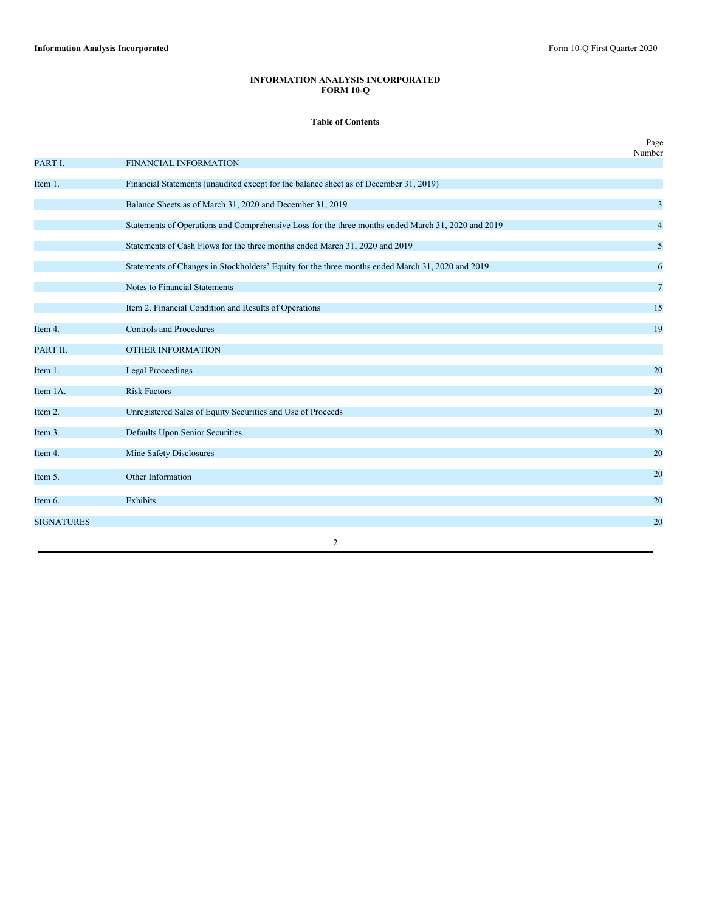**INFORMATION ANALYSIS INCORPORATED**
**FORM 10-Q**

**Table of Contents**

| | | Page Number |
|---|---|---|
| PART I. | FINANCIAL INFORMATION | |
| Item 1. | Financial Statements (unaudited except for the balance sheet as of December 31, 2019) | |
| | Balance Sheets as of March 31, 2020 and December 31, 2019 | 3 |
| | Statements of Operations and Comprehensive Loss for the three months ended March 31, 2020 and 2019 | 4 |
| | Statements of Cash Flows for the three months ended March 31, 2020 and 2019 | 5 |
| | Statements of Changes in Stockholders' Equity for the three months ended March 31, 2020 and 2019 | 6 |
| | Notes to Financial Statements | 7 |
| | Item 2. Financial Condition and Results of Operations | 15 |
| Item 4. | Controls and Procedures | 19 |
| PART II. | OTHER INFORMATION | |
| Item 1. | Legal Proceedings | 20 |
| Item 1A. | Risk Factors | 20 |
| Item 2. | Unregistered Sales of Equity Securities and Use of Proceeds | 20 |
| Item 3. | Defaults Upon Senior Securities | 20 |
| Item 4. | Mine Safety Disclosures | 20 |
| Item 5. | Other Information | 20 |
| Item 6. | Exhibits | 20 |
| SIGNATURES | | 20 |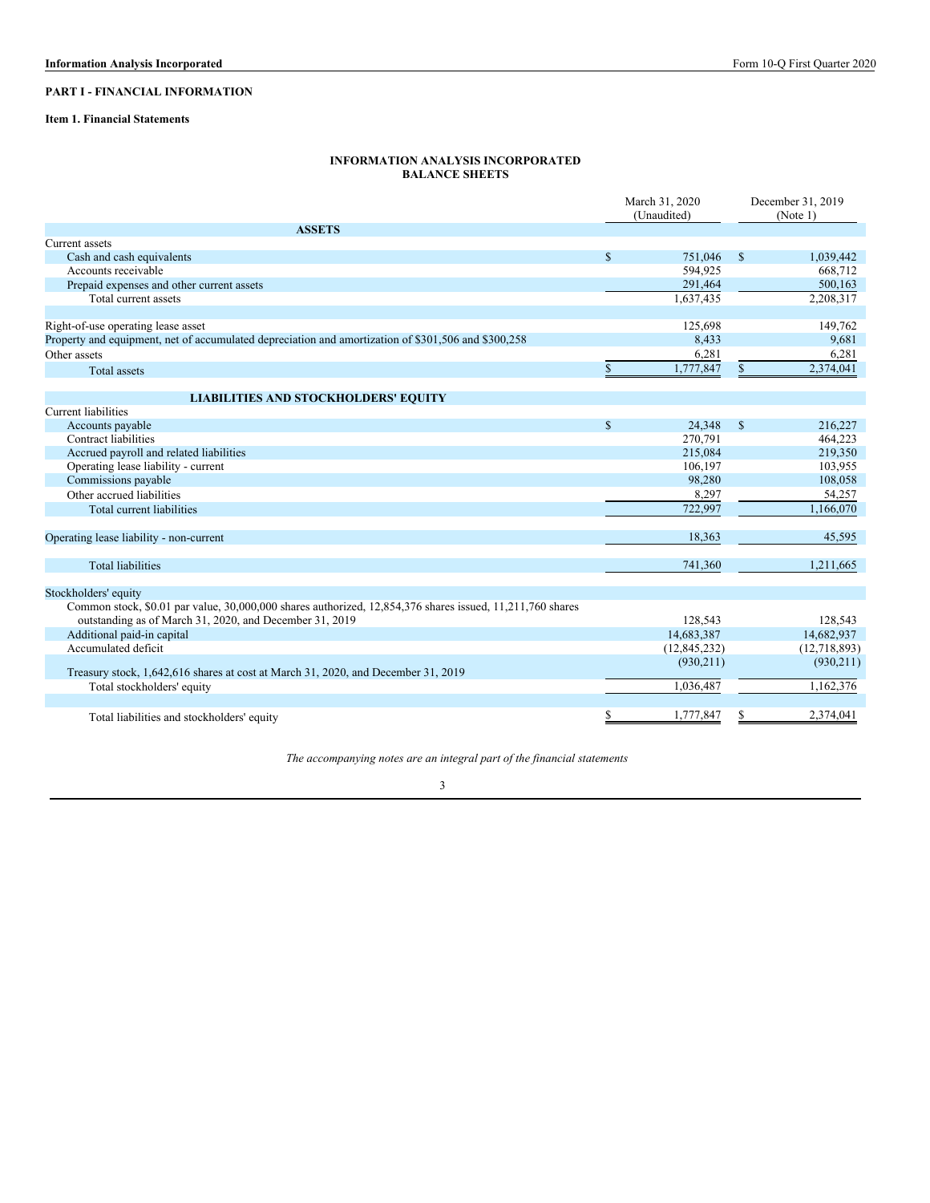## PART I - FINANCIAL INFORMATION

### Item 1. Financial Statements

**INFORMATION ANALYSIS INCORPORATED**
**BALANCE SHEETS**

| | March 31, 2020 (Unaudited) | December 31, 2019 (Note 1) |
|---|---|---|
| **ASSETS** | | |
| Current assets | | |
| Cash and cash equivalents | $ 751,046 | $ 1,039,442 |
| Accounts receivable | 594,925 | 668,712 |
| Prepaid expenses and other current assets | 291,464 | 500,163 |
| Total current assets | 1,637,435 | 2,208,317 |
| | | |
| Right-of-use operating lease asset | 125,698 | 149,762 |
| Property and equipment, net of accumulated depreciation and amortization of $301,506 and $300,258 | 8,433 | 9,681 |
| Other assets | 6,281 | 6,281 |
| Total assets | $ 1,777,847 | $ 2,374,041 |
| | | |
| **LIABILITIES AND STOCKHOLDERS' EQUITY** | | |
| Current liabilities | | |
| Accounts payable | $ 24,348 | $ 216,227 |
| Contract liabilities | 270,791 | 464,223 |
| Accrued payroll and related liabilities | 215,084 | 219,350 |
| Operating lease liability - current | 106,197 | 103,955 |
| Commissions payable | 98,280 | 108,058 |
| Other accrued liabilities | 8,297 | 54,257 |
| Total current liabilities | 722,997 | 1,166,070 |
| | | |
| Operating lease liability - non-current | 18,363 | 45,595 |
| | | |
| Total liabilities | 741,360 | 1,211,665 |
| | | |
| Stockholders' equity | | |
| Common stock, $0.01 par value, 30,000,000 shares authorized, 12,854,376 shares issued, 11,211,760 shares outstanding as of March 31, 2020, and December 31, 2019 | 128,543 | 128,543 |
| Additional paid-in capital | 14,683,387 | 14,682,937 |
| Accumulated deficit | (12,845,232) | (12,718,893) |
| Treasury stock, 1,642,616 shares at cost at March 31, 2020, and December 31, 2019 | (930,211) | (930,211) |
| Total stockholders' equity | 1,036,487 | 1,162,376 |
| | | |
| Total liabilities and stockholders' equity | $ 1,777,847 | $ 2,374,041 |

*The accompanying notes are an integral part of the financial statements*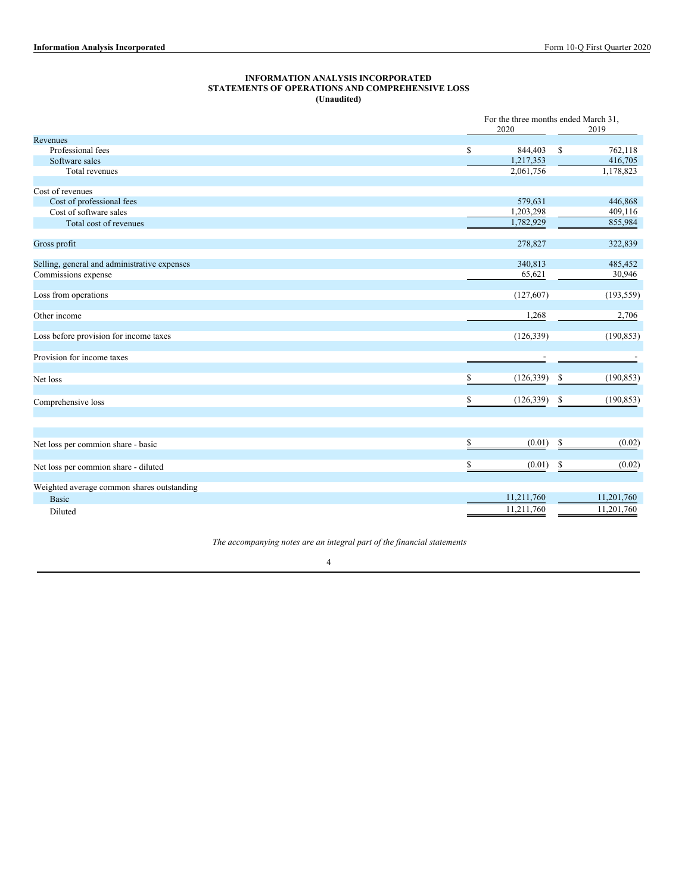**INFORMATION ANALYSIS INCORPORATED**
**STATEMENTS OF OPERATIONS AND COMPREHENSIVE LOSS**
**(Unaudited)**

| | For the three months ended March 31, 2020 | 2019 |
|---|---|---|
| Revenues | | |
| Professional fees | $ 844,403 | $ 762,118 |
| Software sales | 1,217,353 | 416,705 |
| Total revenues | 2,061,756 | 1,178,823 |
| | | |
| Cost of revenues | | |
| Cost of professional fees | 579,631 | 446,868 |
| Cost of software sales | 1,203,298 | 409,116 |
| Total cost of revenues | 1,782,929 | 855,984 |
| | | |
| Gross profit | 278,827 | 322,839 |
| | | |
| Selling, general and administrative expenses | 340,813 | 485,452 |
| Commissions expense | 65,621 | 30,946 |
| | | |
| Loss from operations | (127,607) | (193,559) |
| | | |
| Other income | 1,268 | 2,706 |
| | | |
| Loss before provision for income taxes | (126,339) | (190,853) |
| | | |
| Provision for income taxes | - | - |
| | | |
| Net loss | $ (126,339) | $ (190,853) |
| | | |
| Comprehensive loss | $ (126,339) | $ (190,853) |
| | | |
| Net loss per commion share - basic | $ (0.01) | $ (0.02) |
| | | |
| Net loss per commion share - diluted | $ (0.01) | $ (0.02) |
| | | |
| Weighted average common shares outstanding | | |
| Basic | 11,211,760 | 11,201,760 |
| Diluted | 11,211,760 | 11,201,760 |

*The accompanying notes are an integral part of the financial statements*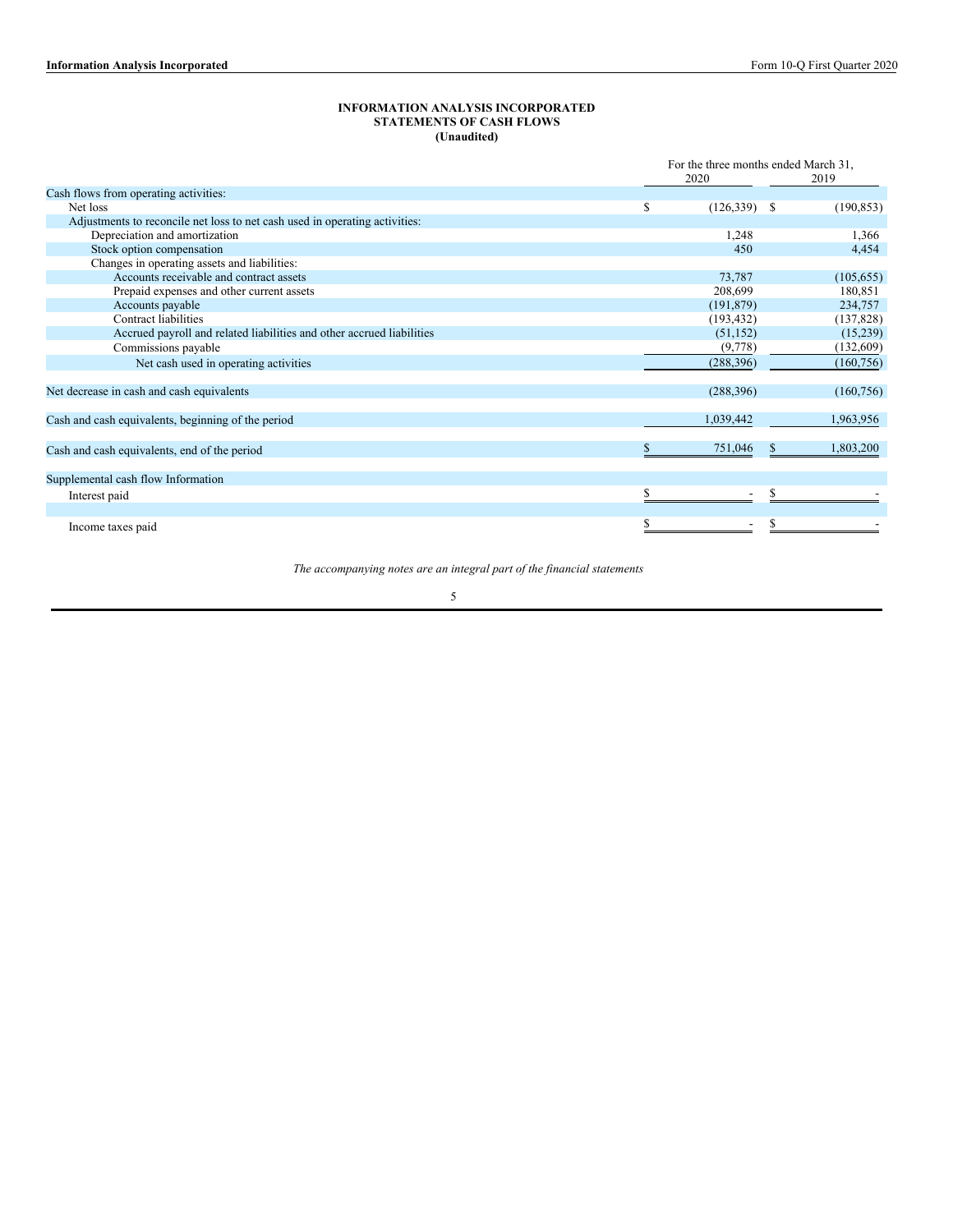**INFORMATION ANALYSIS INCORPORATED**
**STATEMENTS OF CASH FLOWS**
**(Unaudited)**

| | For the three months ended March 31, 2020 | 2019 |
|---|---|---|
| Cash flows from operating activities: | | |
| Net loss | $ (126,339) | $ (190,853) |
| Adjustments to reconcile net loss to net cash used in operating activities: | | |
| Depreciation and amortization | 1,248 | 1,366 |
| Stock option compensation | 450 | 4,454 |
| Changes in operating assets and liabilities: | | |
| Accounts receivable and contract assets | 73,787 | (105,655) |
| Prepaid expenses and other current assets | 208,699 | 180,851 |
| Accounts payable | (191,879) | 234,757 |
| Contract liabilities | (193,432) | (137,828) |
| Accrued payroll and related liabilities and other accrued liabilities | (51,152) | (15,239) |
| Commissions payable | (9,778) | (132,609) |
| Net cash used in operating activities | (288,396) | (160,756) |
| | | |
| Net decrease in cash and cash equivalents | (288,396) | (160,756) |
| | | |
| Cash and cash equivalents, beginning of the period | 1,039,442 | 1,963,956 |
| | | |
| Cash and cash equivalents, end of the period | $ 751,046 | $ 1,803,200 |
| | | |
| Supplemental cash flow Information | | |
| Interest paid | $ - | $ - |
| | | |
| Income taxes paid | $ - | $ - |

*The accompanying notes are an integral part of the financial statements*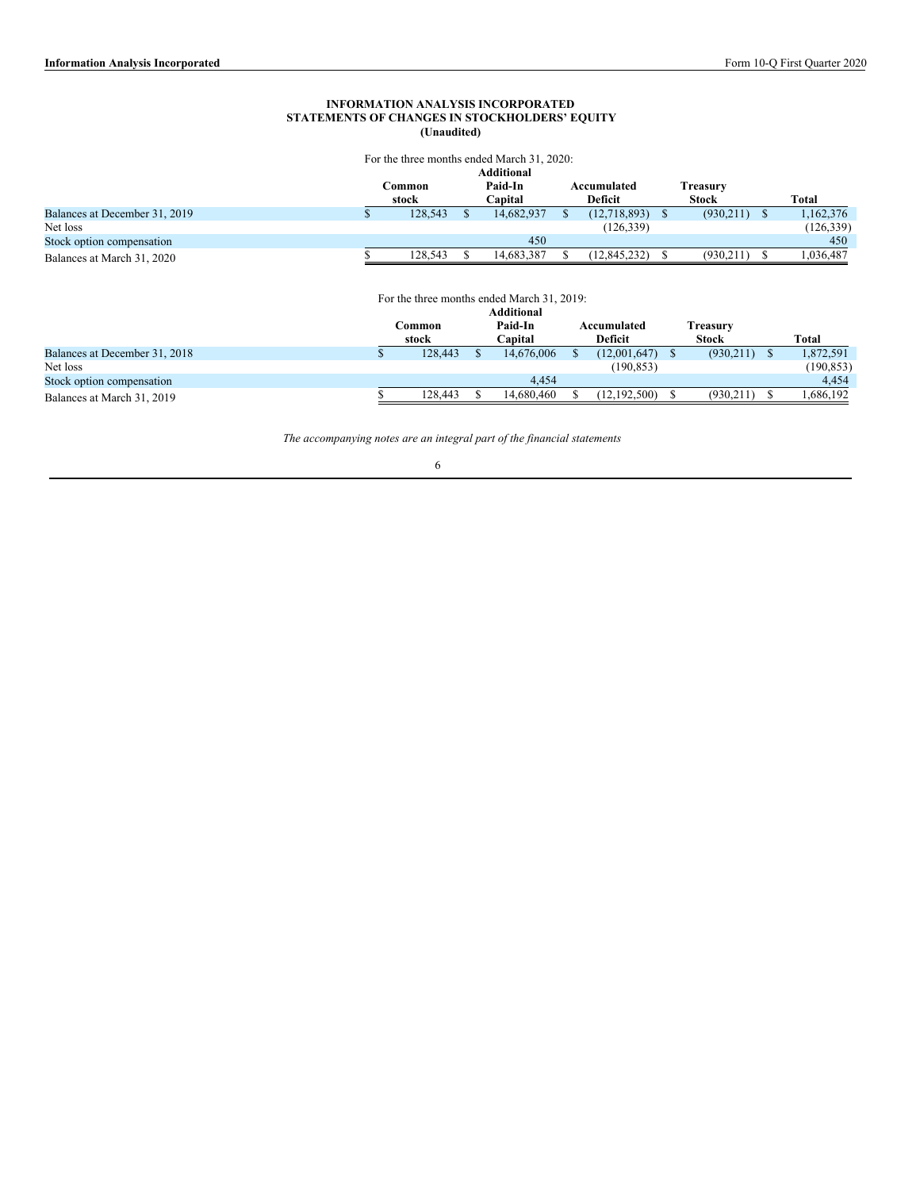**INFORMATION ANALYSIS INCORPORATED**
**STATEMENTS OF CHANGES IN STOCKHOLDERS' EQUITY**
**(Unaudited)**

For the three months ended March 31, 2020:

| | Common stock | Additional Paid-In Capital | Accumulated Deficit | Treasury Stock | Total |
|---|---|---|---|---|---|
| Balances at December 31, 2019 | $ 128,543 | $ 14,682,937 | $ (12,718,893) | $ (930,211) | $ 1,162,376 |
| Net loss | | | (126,339) | | (126,339) |
| Stock option compensation | | 450 | | | 450 |
| Balances at March 31, 2020 | $ 128,543 | $ 14,683,387 | $ (12,845,232) | $ (930,211) | $ 1,036,487 |

For the three months ended March 31, 2019:

| | Common stock | Additional Paid-In Capital | Accumulated Deficit | Treasury Stock | Total |
|---|---|---|---|---|---|
| Balances at December 31, 2018 | $ 128,443 | $ 14,676,006 | $ (12,001,647) | $ (930,211) | $ 1,872,591 |
| Net loss | | | (190,853) | | (190,853) |
| Stock option compensation | | 4,454 | | | 4,454 |
| Balances at March 31, 2019 | $ 128,443 | $ 14,680,460 | $ (12,192,500) | $ (930,211) | $ 1,686,192 |

*The accompanying notes are an integral part of the financial statements*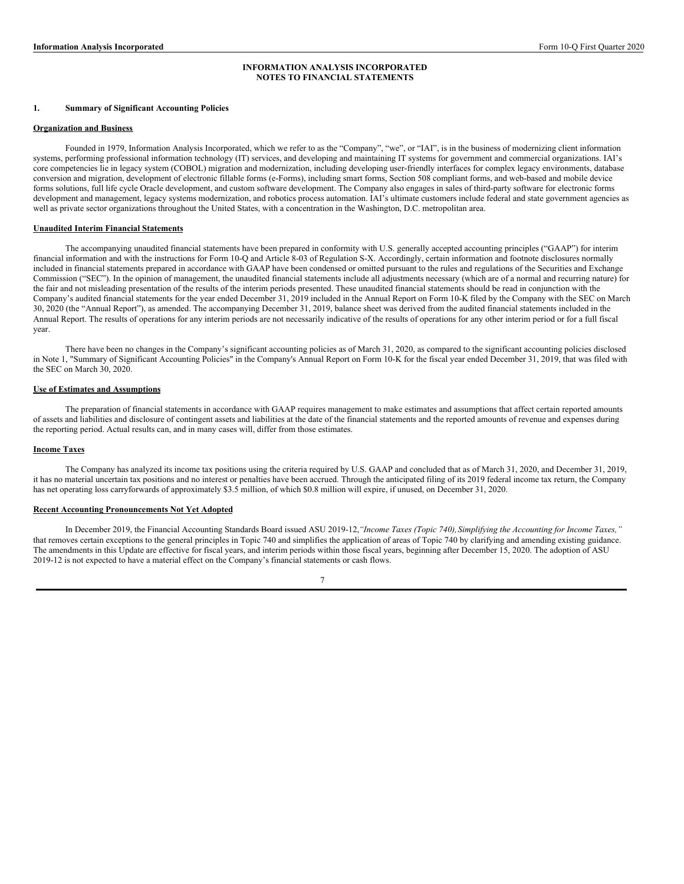# INFORMATION ANALYSIS INCORPORATED
# NOTES TO FINANCIAL STATEMENTS

## 1. Summary of Significant Accounting Policies

### Organization and Business

Founded in 1979, Information Analysis Incorporated, which we refer to as the "Company", "we", or "IAI", is in the business of modernizing client information systems, performing professional information technology (IT) services, and developing and maintaining IT systems for government and commercial organizations. IAI's core competencies lie in legacy system (COBOL) migration and modernization, including developing user-friendly interfaces for complex legacy environments, database conversion and migration, development of electronic fillable forms (e-Forms), including smart forms, Section 508 compliant forms, and web-based and mobile device forms solutions, full life cycle Oracle development, and custom software development. The Company also engages in sales of third-party software for electronic forms development and management, legacy systems modernization, and robotics process automation. IAI's ultimate customers include federal and state government agencies as well as private sector organizations throughout the United States, with a concentration in the Washington, D.C. metropolitan area.

### Unaudited Interim Financial Statements

The accompanying unaudited financial statements have been prepared in conformity with U.S. generally accepted accounting principles ("GAAP") for interim financial information and with the instructions for Form 10-Q and Article 8-03 of Regulation S-X. Accordingly, certain information and footnote disclosures normally included in financial statements prepared in accordance with GAAP have been condensed or omitted pursuant to the rules and regulations of the Securities and Exchange Commission ("SEC"). In the opinion of management, the unaudited financial statements include all adjustments necessary (which are of a normal and recurring nature) for the fair and not misleading presentation of the results of the interim periods presented. These unaudited financial statements should be read in conjunction with the Company's audited financial statements for the year ended December 31, 2019 included in the Annual Report on Form 10-K filed by the Company with the SEC on March 30, 2020 (the "Annual Report"), as amended. The accompanying December 31, 2019, balance sheet was derived from the audited financial statements included in the Annual Report. The results of operations for any interim periods are not necessarily indicative of the results of operations for any other interim period or for a full fiscal year.

There have been no changes in the Company's significant accounting policies as of March 31, 2020, as compared to the significant accounting policies disclosed in Note 1, "Summary of Significant Accounting Policies" in the Company's Annual Report on Form 10-K for the fiscal year ended December 31, 2019, that was filed with the SEC on March 30, 2020.

### Use of Estimates and Assumptions

The preparation of financial statements in accordance with GAAP requires management to make estimates and assumptions that affect certain reported amounts of assets and liabilities and disclosure of contingent assets and liabilities at the date of the financial statements and the reported amounts of revenue and expenses during the reporting period. Actual results can, and in many cases will, differ from those estimates.

### Income Taxes

The Company has analyzed its income tax positions using the criteria required by U.S. GAAP and concluded that as of March 31, 2020, and December 31, 2019, it has no material uncertain tax positions and no interest or penalties have been accrued. Through the anticipated filing of its 2019 federal income tax return, the Company has net operating loss carryforwards of approximately $3.5 million, of which $0.8 million will expire, if unused, on December 31, 2020.

### Recent Accounting Pronouncements Not Yet Adopted

In December 2019, the Financial Accounting Standards Board issued ASU 2019-12, *"Income Taxes (Topic 740), Simplifying the Accounting for Income Taxes,"* that removes certain exceptions to the general principles in Topic 740 and simplifies the application of areas of Topic 740 by clarifying and amending existing guidance. The amendments in this Update are effective for fiscal years, and interim periods within those fiscal years, beginning after December 15, 2020. The adoption of ASU 2019-12 is not expected to have a material effect on the Company's financial statements or cash flows.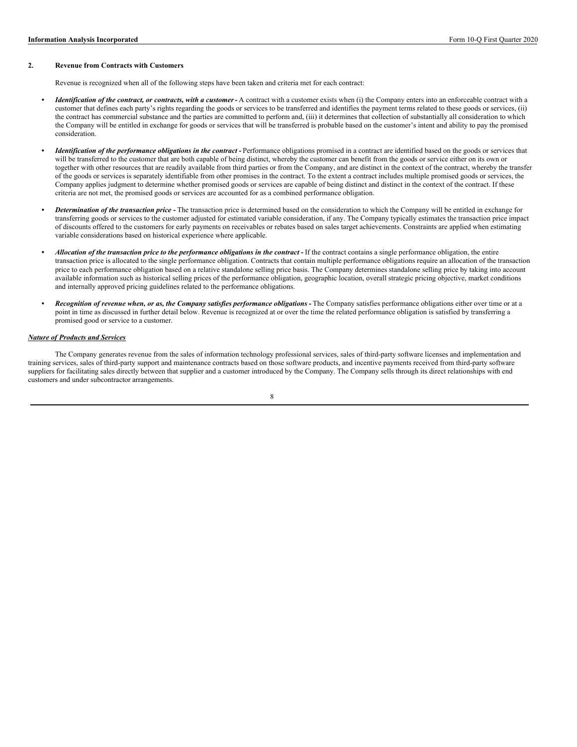## 2. Revenue from Contracts with Customers

Revenue is recognized when all of the following steps have been taken and criteria met for each contract:

- ***Identification of the contract, or contracts, with a customer*** **-** A contract with a customer exists when (i) the Company enters into an enforceable contract with a customer that defines each party's rights regarding the goods or services to be transferred and identifies the payment terms related to these goods or services, (ii) the contract has commercial substance and the parties are committed to perform and, (iii) it determines that collection of substantially all consideration to which the Company will be entitled in exchange for goods or services that will be transferred is probable based on the customer's intent and ability to pay the promised consideration.

- ***Identification of the performance obligations in the contract*** **-** Performance obligations promised in a contract are identified based on the goods or services that will be transferred to the customer that are both capable of being distinct, whereby the customer can benefit from the goods or service either on its own or together with other resources that are readily available from third parties or from the Company, and are distinct in the context of the contract, whereby the transfer of the goods or services is separately identifiable from other promises in the contract. To the extent a contract includes multiple promised goods or services, the Company applies judgment to determine whether promised goods or services are capable of being distinct and distinct in the context of the contract. If these criteria are not met, the promised goods or services are accounted for as a combined performance obligation.

- ***Determination of the transaction price*** **-** The transaction price is determined based on the consideration to which the Company will be entitled in exchange for transferring goods or services to the customer adjusted for estimated variable consideration, if any. The Company typically estimates the transaction price impact of discounts offered to the customers for early payments on receivables or rebates based on sales target achievements. Constraints are applied when estimating variable considerations based on historical experience where applicable.

- ***Allocation of the transaction price to the performance obligations in the contract*** **-** If the contract contains a single performance obligation, the entire transaction price is allocated to the single performance obligation. Contracts that contain multiple performance obligations require an allocation of the transaction price to each performance obligation based on a relative standalone selling price basis. The Company determines standalone selling price by taking into account available information such as historical selling prices of the performance obligation, geographic location, overall strategic pricing objective, market conditions and internally approved pricing guidelines related to the performance obligations.

- ***Recognition of revenue when, or as, the Company satisfies performance obligations*** **-** The Company satisfies performance obligations either over time or at a point in time as discussed in further detail below. Revenue is recognized at or over the time the related performance obligation is satisfied by transferring a promised good or service to a customer.

***Nature of Products and Services***

The Company generates revenue from the sales of information technology professional services, sales of third-party software licenses and implementation and training services, sales of third-party support and maintenance contracts based on those software products, and incentive payments received from third-party software suppliers for facilitating sales directly between that supplier and a customer introduced by the Company. The Company sells through its direct relationships with end customers and under subcontractor arrangements.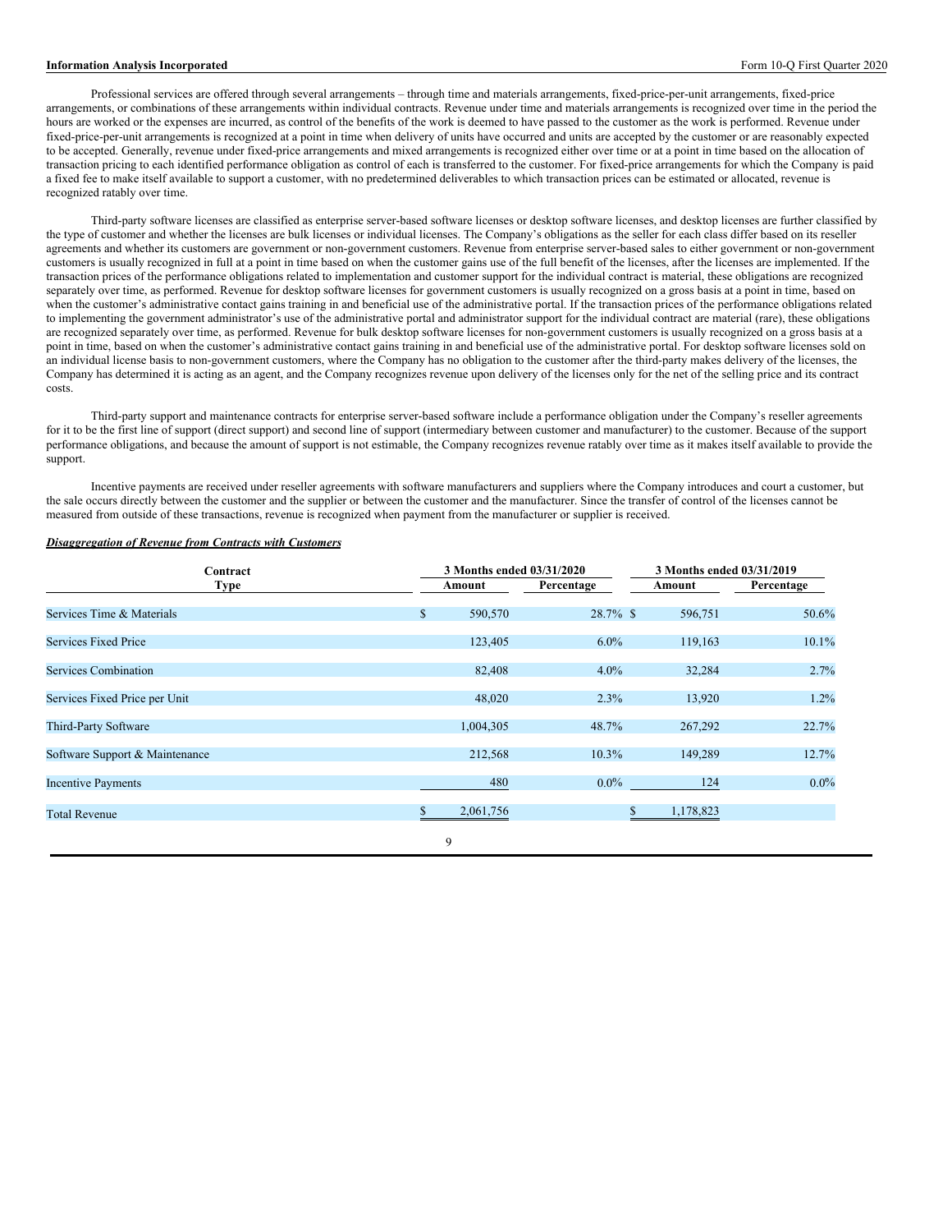Professional services are offered through several arrangements – through time and materials arrangements, fixed-price-per-unit arrangements, fixed-price arrangements, or combinations of these arrangements within individual contracts. Revenue under time and materials arrangements is recognized over time in the period the hours are worked or the expenses are incurred, as control of the benefits of the work is deemed to have passed to the customer as the work is performed. Revenue under fixed-price-per-unit arrangements is recognized at a point in time when delivery of units have occurred and units are accepted by the customer or are reasonably expected to be accepted. Generally, revenue under fixed-price arrangements and mixed arrangements is recognized either over time or at a point in time based on the allocation of transaction pricing to each identified performance obligation as control of each is transferred to the customer. For fixed-price arrangements for which the Company is paid a fixed fee to make itself available to support a customer, with no predetermined deliverables to which transaction prices can be estimated or allocated, revenue is recognized ratably over time.

Third-party software licenses are classified as enterprise server-based software licenses or desktop software licenses, and desktop licenses are further classified by the type of customer and whether the licenses are bulk licenses or individual licenses. The Company's obligations as the seller for each class differ based on its reseller agreements and whether its customers are government or non-government customers. Revenue from enterprise server-based sales to either government or non-government customers is usually recognized in full at a point in time based on when the customer gains use of the full benefit of the licenses, after the licenses are implemented. If the transaction prices of the performance obligations related to implementation and customer support for the individual contract is material, these obligations are recognized separately over time, as performed. Revenue for desktop software licenses for government customers is usually recognized on a gross basis at a point in time, based on when the customer's administrative contact gains training in and beneficial use of the administrative portal. If the transaction prices of the performance obligations related to implementing the government administrator's use of the administrative portal and administrator support for the individual contract are material (rare), these obligations are recognized separately over time, as performed. Revenue for bulk desktop software licenses for non-government customers is usually recognized on a gross basis at a point in time, based on when the customer's administrative contact gains training in and beneficial use of the administrative portal. For desktop software licenses sold on an individual license basis to non-government customers, where the Company has no obligation to the customer after the third-party makes delivery of the licenses, the Company has determined it is acting as an agent, and the Company recognizes revenue upon delivery of the licenses only for the net of the selling price and its contract costs.

Third-party support and maintenance contracts for enterprise server-based software include a performance obligation under the Company's reseller agreements for it to be the first line of support (direct support) and second line of support (intermediary between customer and manufacturer) to the customer. Because of the support performance obligations, and because the amount of support is not estimable, the Company recognizes revenue ratably over time as it makes itself available to provide the support.

Incentive payments are received under reseller agreements with software manufacturers and suppliers where the Company introduces and court a customer, but the sale occurs directly between the customer and the supplier or between the customer and the manufacturer. Since the transfer of control of the licenses cannot be measured from outside of these transactions, revenue is recognized when payment from the manufacturer or supplier is received.

***Disaggregation of Revenue from Contracts with Customers***

| Contract Type | 3 Months ended 03/31/2020 | | 3 Months ended 03/31/2019 | |
|---|---|---|---|---|
| | Amount | Percentage | Amount | Percentage |
| Services Time & Materials | $ 590,570 | 28.7% | $ 596,751 | 50.6% |
| Services Fixed Price | 123,405 | 6.0% | 119,163 | 10.1% |
| Services Combination | 82,408 | 4.0% | 32,284 | 2.7% |
| Services Fixed Price per Unit | 48,020 | 2.3% | 13,920 | 1.2% |
| Third-Party Software | 1,004,305 | 48.7% | 267,292 | 22.7% |
| Software Support & Maintenance | 212,568 | 10.3% | 149,289 | 12.7% |
| Incentive Payments | 480 | 0.0% | 124 | 0.0% |
| Total Revenue | $ 2,061,756 | | $ 1,178,823 | |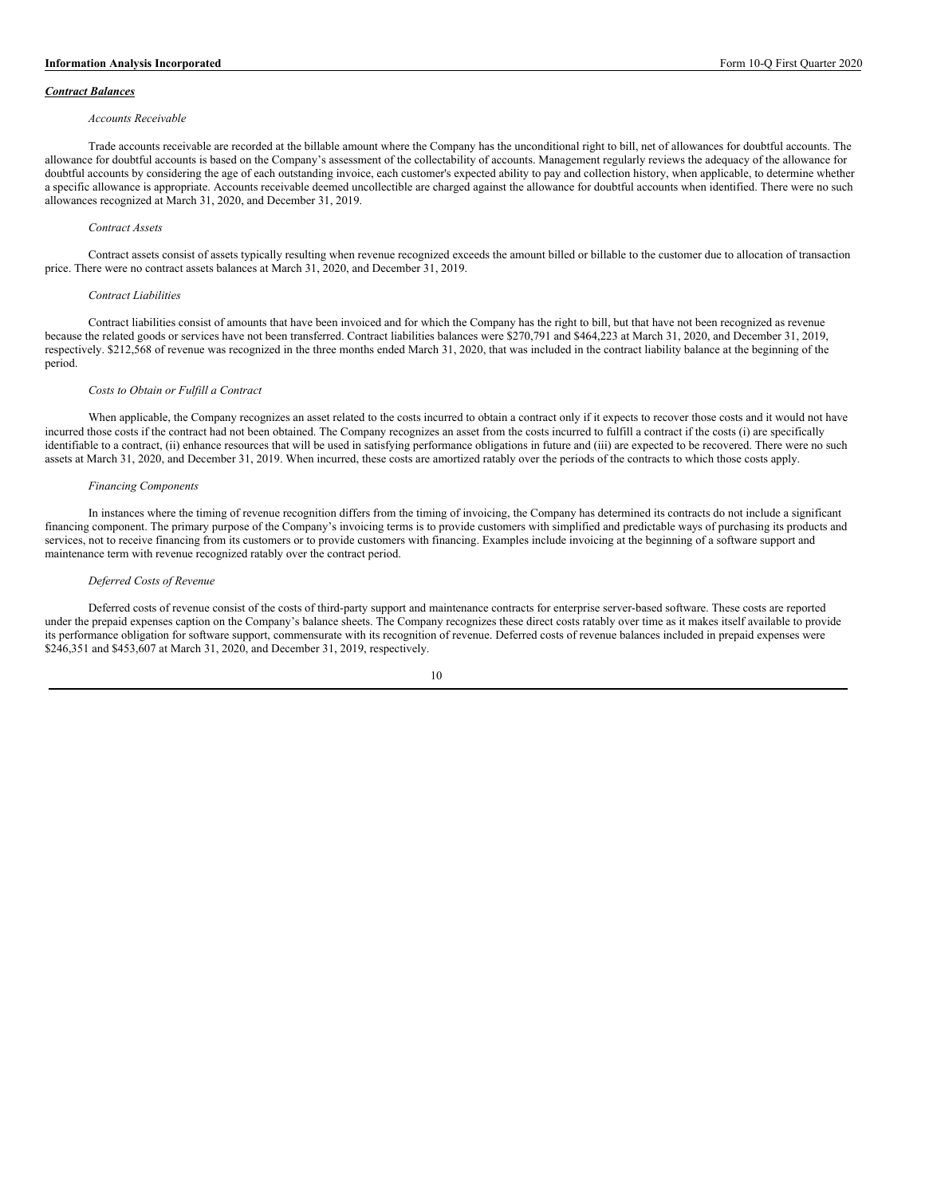***Contract Balances***

*Accounts Receivable*

Trade accounts receivable are recorded at the billable amount where the Company has the unconditional right to bill, net of allowances for doubtful accounts. The allowance for doubtful accounts is based on the Company's assessment of the collectability of accounts. Management regularly reviews the adequacy of the allowance for doubtful accounts by considering the age of each outstanding invoice, each customer's expected ability to pay and collection history, when applicable, to determine whether a specific allowance is appropriate. Accounts receivable deemed uncollectible are charged against the allowance for doubtful accounts when identified. There were no such allowances recognized at March 31, 2020, and December 31, 2019.

*Contract Assets*

Contract assets consist of assets typically resulting when revenue recognized exceeds the amount billed or billable to the customer due to allocation of transaction price. There were no contract assets balances at March 31, 2020, and December 31, 2019.

*Contract Liabilities*

Contract liabilities consist of amounts that have been invoiced and for which the Company has the right to bill, but that have not been recognized as revenue because the related goods or services have not been transferred. Contract liabilities balances were $270,791 and $464,223 at March 31, 2020, and December 31, 2019, respectively. $212,568 of revenue was recognized in the three months ended March 31, 2020, that was included in the contract liability balance at the beginning of the period.

*Costs to Obtain or Fulfill a Contract*

When applicable, the Company recognizes an asset related to the costs incurred to obtain a contract only if it expects to recover those costs and it would not have incurred those costs if the contract had not been obtained. The Company recognizes an asset from the costs incurred to fulfill a contract if the costs (i) are specifically identifiable to a contract, (ii) enhance resources that will be used in satisfying performance obligations in future and (iii) are expected to be recovered. There were no such assets at March 31, 2020, and December 31, 2019. When incurred, these costs are amortized ratably over the periods of the contracts to which those costs apply.

*Financing Components*

In instances where the timing of revenue recognition differs from the timing of invoicing, the Company has determined its contracts do not include a significant financing component. The primary purpose of the Company's invoicing terms is to provide customers with simplified and predictable ways of purchasing its products and services, not to receive financing from its customers or to provide customers with financing. Examples include invoicing at the beginning of a software support and maintenance term with revenue recognized ratably over the contract period.

*Deferred Costs of Revenue*

Deferred costs of revenue consist of the costs of third-party support and maintenance contracts for enterprise server-based software. These costs are reported under the prepaid expenses caption on the Company's balance sheets. The Company recognizes these direct costs ratably over time as it makes itself available to provide its performance obligation for software support, commensurate with its recognition of revenue. Deferred costs of revenue balances included in prepaid expenses were $246,351 and $453,607 at March 31, 2020, and December 31, 2019, respectively.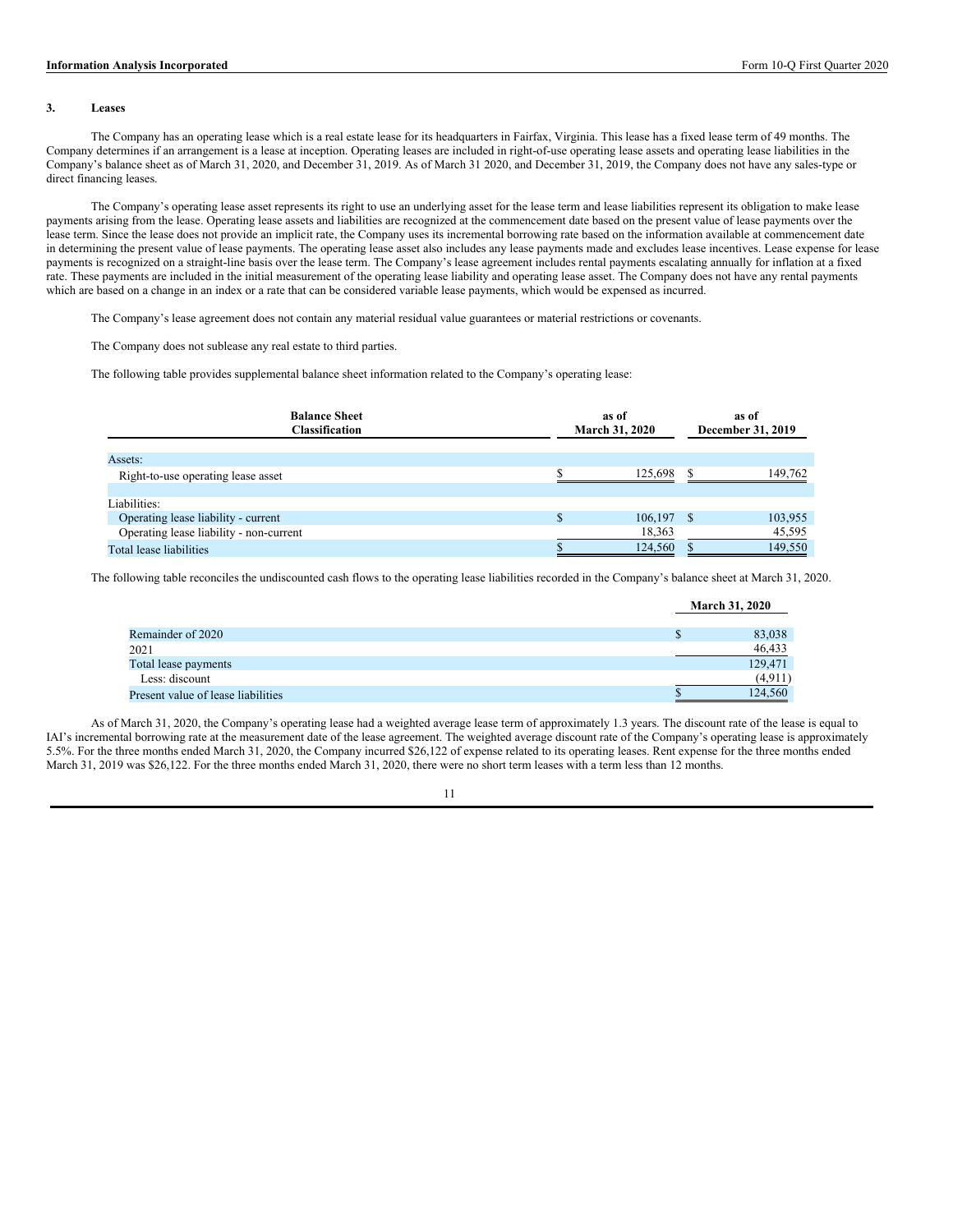### 3. Leases

The Company has an operating lease which is a real estate lease for its headquarters in Fairfax, Virginia. This lease has a fixed lease term of 49 months. The Company determines if an arrangement is a lease at inception. Operating leases are included in right-of-use operating lease assets and operating lease liabilities in the Company's balance sheet as of March 31, 2020, and December 31, 2019. As of March 31 2020, and December 31, 2019, the Company does not have any sales-type or direct financing leases.

The Company's operating lease asset represents its right to use an underlying asset for the lease term and lease liabilities represent its obligation to make lease payments arising from the lease. Operating lease assets and liabilities are recognized at the commencement date based on the present value of lease payments over the lease term. Since the lease does not provide an implicit rate, the Company uses its incremental borrowing rate based on the information available at commencement date in determining the present value of lease payments. The operating lease asset also includes any lease payments made and excludes lease incentives. Lease expense for lease payments is recognized on a straight-line basis over the lease term. The Company's lease agreement includes rental payments escalating annually for inflation at a fixed rate. These payments are included in the initial measurement of the operating lease liability and operating lease asset. The Company does not have any rental payments which are based on a change in an index or a rate that can be considered variable lease payments, which would be expensed as incurred.

The Company's lease agreement does not contain any material residual value guarantees or material restrictions or covenants.

The Company does not sublease any real estate to third parties.

The following table provides supplemental balance sheet information related to the Company's operating lease:

| Balance Sheet Classification | as of March 31, 2020 | as of December 31, 2019 |
|---|---|---|
| Assets: | | |
| Right-to-use operating lease asset | $ 125,698 | $ 149,762 |
| Liabilities: | | |
| Operating lease liability - current | $ 106,197 | $ 103,955 |
| Operating lease liability - non-current | 18,363 | 45,595 |
| Total lease liabilities | $ 124,560 | $ 149,550 |

The following table reconciles the undiscounted cash flows to the operating lease liabilities recorded in the Company's balance sheet at March 31, 2020.

| | March 31, 2020 |
|---|---|
| Remainder of 2020 | $ 83,038 |
| 2021 | 46,433 |
| Total lease payments | 129,471 |
| Less: discount | (4,911) |
| Present value of lease liabilities | $ 124,560 |

As of March 31, 2020, the Company's operating lease had a weighted average lease term of approximately 1.3 years. The discount rate of the lease is equal to IAI's incremental borrowing rate at the measurement date of the lease agreement. The weighted average discount rate of the Company's operating lease is approximately 5.5%. For the three months ended March 31, 2020, the Company incurred $26,122 of expense related to its operating leases. Rent expense for the three months ended March 31, 2019 was $26,122. For the three months ended March 31, 2020, there were no short term leases with a term less than 12 months.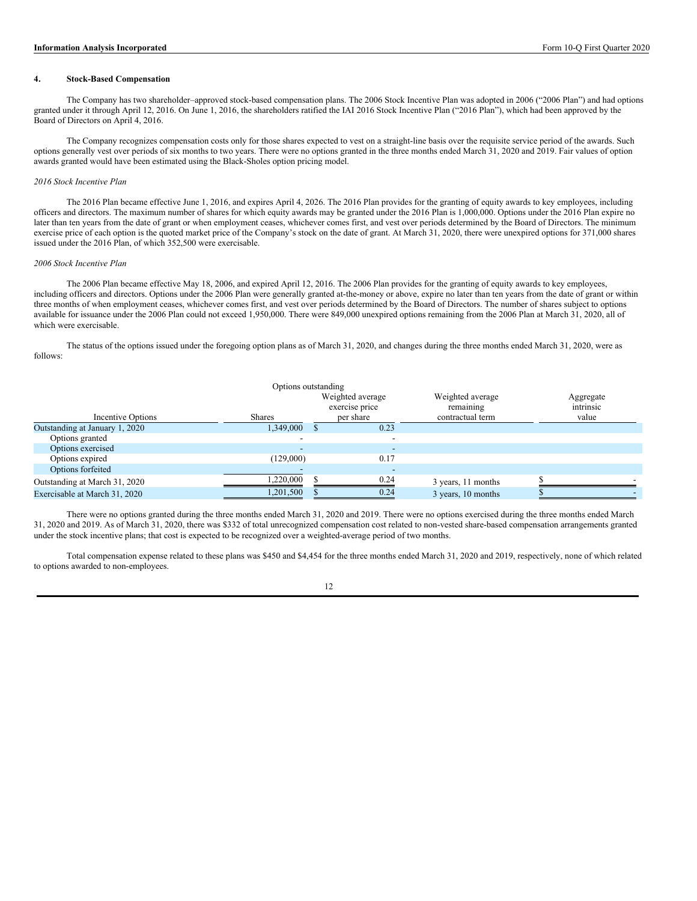### 4. Stock-Based Compensation

The Company has two shareholder–approved stock-based compensation plans. The 2006 Stock Incentive Plan was adopted in 2006 ("2006 Plan") and had options granted under it through April 12, 2016. On June 1, 2016, the shareholders ratified the IAI 2016 Stock Incentive Plan ("2016 Plan"), which had been approved by the Board of Directors on April 4, 2016.

The Company recognizes compensation costs only for those shares expected to vest on a straight-line basis over the requisite service period of the awards. Such options generally vest over periods of six months to two years. There were no options granted in the three months ended March 31, 2020 and 2019. Fair values of option awards granted would have been estimated using the Black-Sholes option pricing model.

*2016 Stock Incentive Plan*

The 2016 Plan became effective June 1, 2016, and expires April 4, 2026. The 2016 Plan provides for the granting of equity awards to key employees, including officers and directors. The maximum number of shares for which equity awards may be granted under the 2016 Plan is 1,000,000. Options under the 2016 Plan expire no later than ten years from the date of grant or when employment ceases, whichever comes first, and vest over periods determined by the Board of Directors. The minimum exercise price of each option is the quoted market price of the Company's stock on the date of grant. At March 31, 2020, there were unexpired options for 371,000 shares issued under the 2016 Plan, of which 352,500 were exercisable.

*2006 Stock Incentive Plan*

The 2006 Plan became effective May 18, 2006, and expired April 12, 2016. The 2006 Plan provides for the granting of equity awards to key employees, including officers and directors. Options under the 2006 Plan were generally granted at-the-money or above, expire no later than ten years from the date of grant or within three months of when employment ceases, whichever comes first, and vest over periods determined by the Board of Directors. The number of shares subject to options available for issuance under the 2006 Plan could not exceed 1,950,000. There were 849,000 unexpired options remaining from the 2006 Plan at March 31, 2020, all of which were exercisable.

The status of the options issued under the foregoing option plans as of March 31, 2020, and changes during the three months ended March 31, 2020, were as follows:

| | Options outstanding | | | |
|---|---|---|---|---|
| Incentive Options | Shares | Weighted average exercise price per share | Weighted average remaining contractual term | Aggregate intrinsic value |
| Outstanding at January 1, 2020 | 1,349,000 | $ 0.23 | | |
| Options granted | - | - | | |
| Options exercised | - | - | | |
| Options expired | (129,000) | 0.17 | | |
| Options forfeited | - | - | | |
| Outstanding at March 31, 2020 | 1,220,000 | $ 0.24 | 3 years, 11 months | $ - |
| Exercisable at March 31, 2020 | 1,201,500 | $ 0.24 | 3 years, 10 months | $ - |

There were no options granted during the three months ended March 31, 2020 and 2019. There were no options exercised during the three months ended March 31, 2020 and 2019. As of March 31, 2020, there was $332 of total unrecognized compensation cost related to non-vested share-based compensation arrangements granted under the stock incentive plans; that cost is expected to be recognized over a weighted-average period of two months.

Total compensation expense related to these plans was $450 and $4,454 for the three months ended March 31, 2020 and 2019, respectively, none of which related to options awarded to non-employees.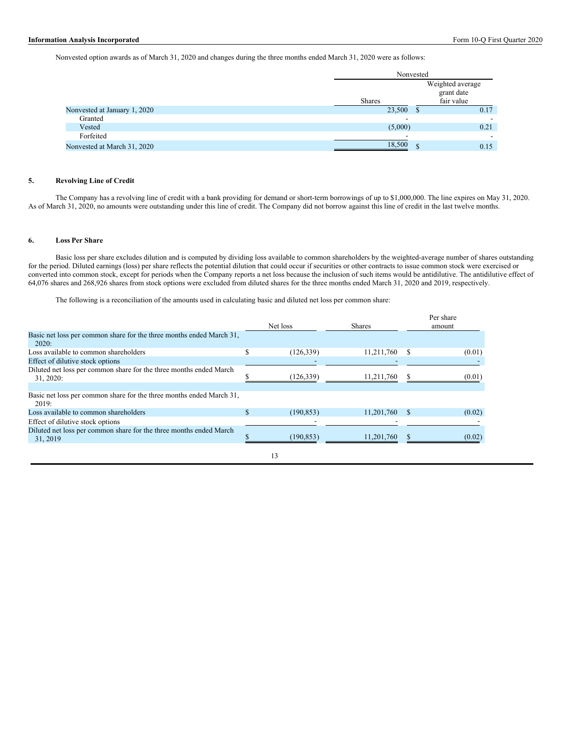Nonvested option awards as of March 31, 2020 and changes during the three months ended March 31, 2020 were as follows:

| | Nonvested | |
|---|---|---|
| | Shares | Weighted average grant date fair value |
| Nonvested at January 1, 2020 | 23,500 | $ 0.17 |
| Granted | - | - |
| Vested | (5,000) | 0.21 |
| Forfeited | - | - |
| Nonvested at March 31, 2020 | 18,500 | $ 0.15 |

## 5. Revolving Line of Credit

The Company has a revolving line of credit with a bank providing for demand or short-term borrowings of up to $1,000,000. The line expires on May 31, 2020. As of March 31, 2020, no amounts were outstanding under this line of credit. The Company did not borrow against this line of credit in the last twelve months.

## 6. Loss Per Share

Basic loss per share excludes dilution and is computed by dividing loss available to common shareholders by the weighted-average number of shares outstanding for the period. Diluted earnings (loss) per share reflects the potential dilution that could occur if securities or other contracts to issue common stock were exercised or converted into common stock, except for periods when the Company reports a net loss because the inclusion of such items would be antidilutive. The antidilutive effect of 64,076 shares and 268,926 shares from stock options were excluded from diluted shares for the three months ended March 31, 2020 and 2019, respectively.

The following is a reconciliation of the amounts used in calculating basic and diluted net loss per common share:

| | Net loss | Shares | Per share amount |
|---|---|---|---|
| Basic net loss per common share for the three months ended March 31, 2020: | | | |
| Loss available to common shareholders | $ (126,339) | 11,211,760 | $ (0.01) |
| Effect of dilutive stock options | - | - | - |
| Diluted net loss per common share for the three months ended March 31, 2020: | $ (126,339) | 11,211,760 | $ (0.01) |
| | | | |
| Basic net loss per common share for the three months ended March 31, 2019: | | | |
| Loss available to common shareholders | $ (190,853) | 11,201,760 | $ (0.02) |
| Effect of dilutive stock options | - | - | - |
| Diluted net loss per common share for the three months ended March 31, 2019 | $ (190,853) | 11,201,760 | $ (0.02) |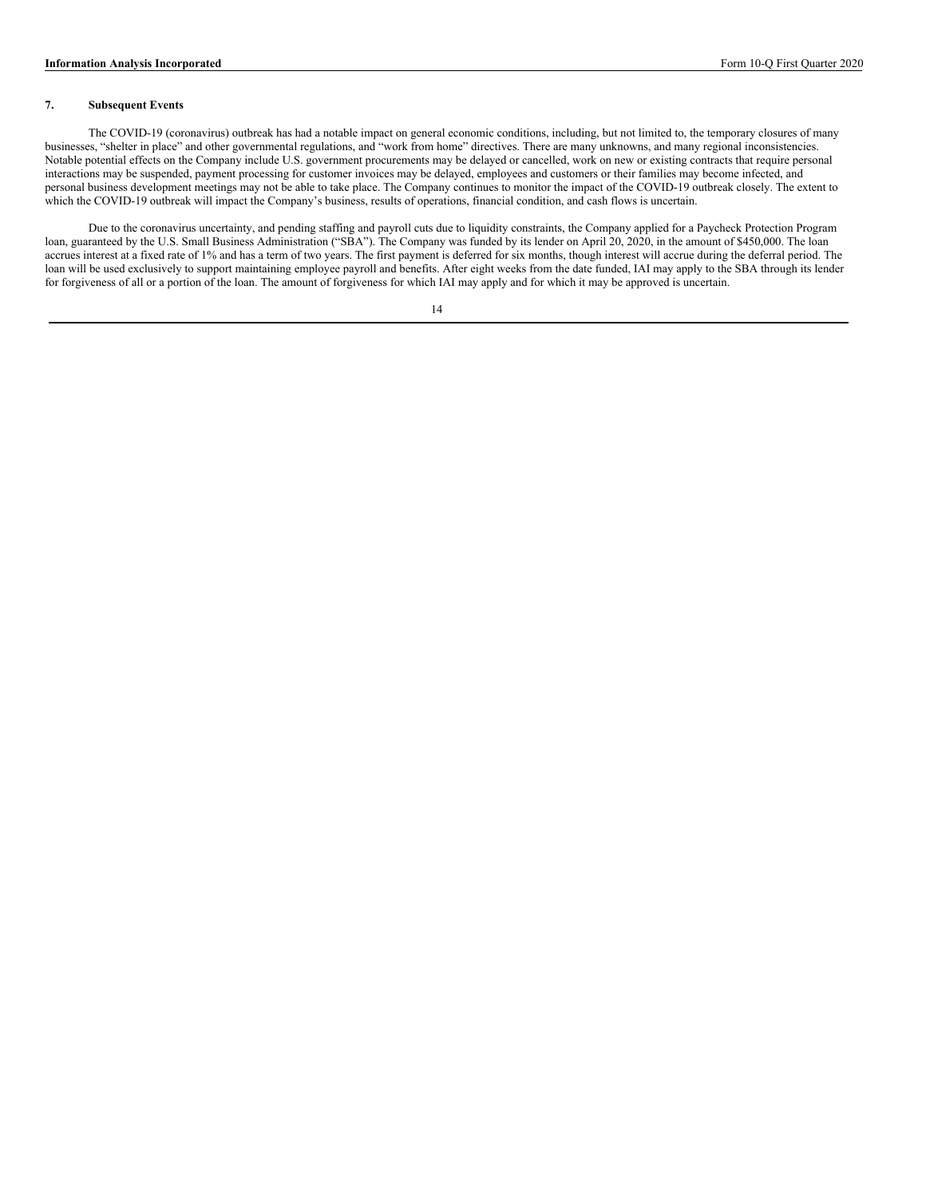## 7. Subsequent Events

The COVID-19 (coronavirus) outbreak has had a notable impact on general economic conditions, including, but not limited to, the temporary closures of many businesses, "shelter in place" and other governmental regulations, and "work from home" directives. There are many unknowns, and many regional inconsistencies. Notable potential effects on the Company include U.S. government procurements may be delayed or cancelled, work on new or existing contracts that require personal interactions may be suspended, payment processing for customer invoices may be delayed, employees and customers or their families may become infected, and personal business development meetings may not be able to take place. The Company continues to monitor the impact of the COVID-19 outbreak closely. The extent to which the COVID-19 outbreak will impact the Company's business, results of operations, financial condition, and cash flows is uncertain.

Due to the coronavirus uncertainty, and pending staffing and payroll cuts due to liquidity constraints, the Company applied for a Paycheck Protection Program loan, guaranteed by the U.S. Small Business Administration ("SBA"). The Company was funded by its lender on April 20, 2020, in the amount of $450,000. The loan accrues interest at a fixed rate of 1% and has a term of two years. The first payment is deferred for six months, though interest will accrue during the deferral period. The loan will be used exclusively to support maintaining employee payroll and benefits. After eight weeks from the date funded, IAI may apply to the SBA through its lender for forgiveness of all or a portion of the loan. The amount of forgiveness for which IAI may apply and for which it may be approved is uncertain.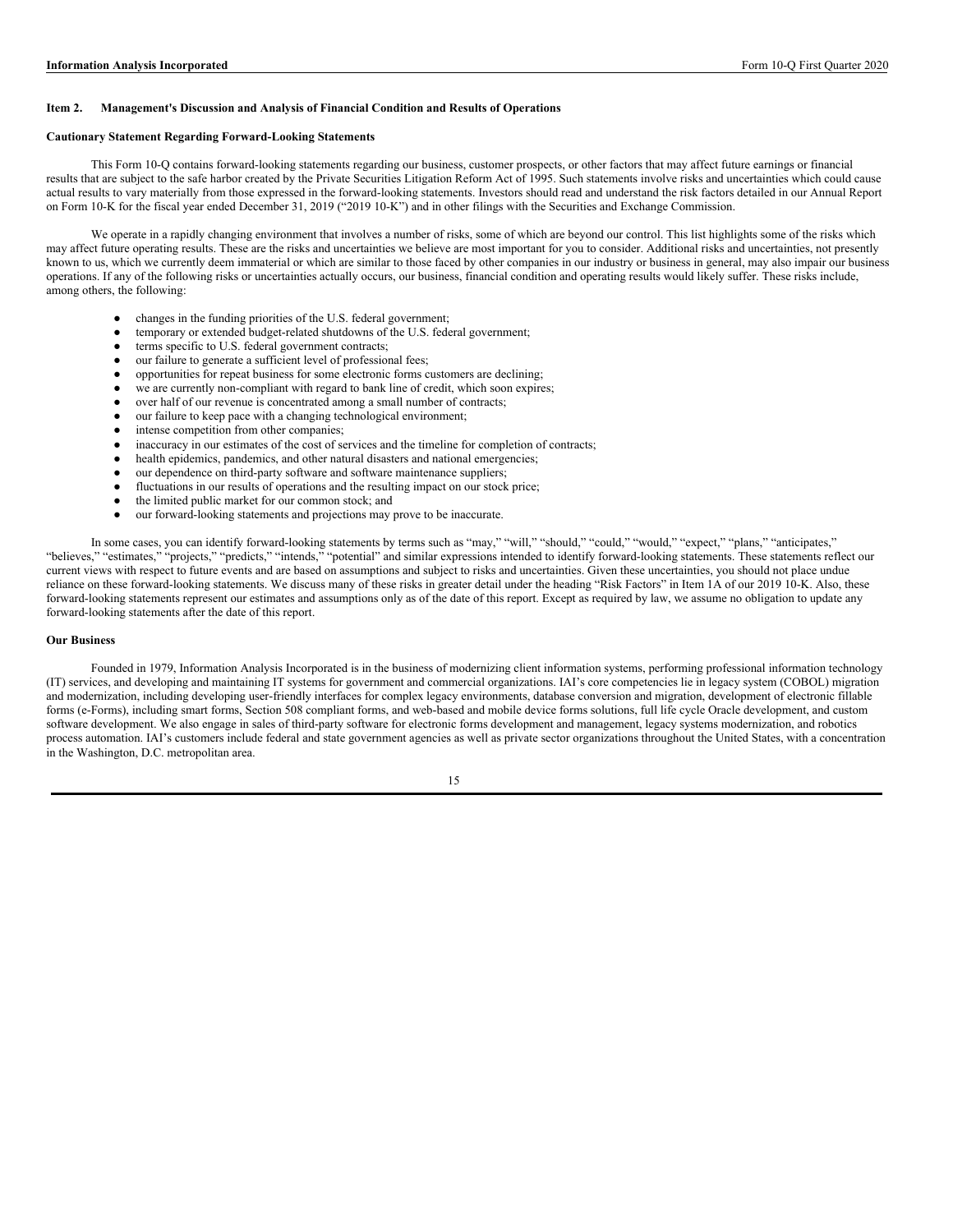## Item 2. Management's Discussion and Analysis of Financial Condition and Results of Operations

### Cautionary Statement Regarding Forward-Looking Statements

This Form 10-Q contains forward-looking statements regarding our business, customer prospects, or other factors that may affect future earnings or financial results that are subject to the safe harbor created by the Private Securities Litigation Reform Act of 1995. Such statements involve risks and uncertainties which could cause actual results to vary materially from those expressed in the forward-looking statements. Investors should read and understand the risk factors detailed in our Annual Report on Form 10-K for the fiscal year ended December 31, 2019 ("2019 10-K") and in other filings with the Securities and Exchange Commission.

We operate in a rapidly changing environment that involves a number of risks, some of which are beyond our control. This list highlights some of the risks which may affect future operating results. These are the risks and uncertainties we believe are most important for you to consider. Additional risks and uncertainties, not presently known to us, which we currently deem immaterial or which are similar to those faced by other companies in our industry or business in general, may also impair our business operations. If any of the following risks or uncertainties actually occurs, our business, financial condition and operating results would likely suffer. These risks include, among others, the following:

- changes in the funding priorities of the U.S. federal government;
- temporary or extended budget-related shutdowns of the U.S. federal government;
- terms specific to U.S. federal government contracts;
- our failure to generate a sufficient level of professional fees;
- opportunities for repeat business for some electronic forms customers are declining;
- we are currently non-compliant with regard to bank line of credit, which soon expires;
- over half of our revenue is concentrated among a small number of contracts;
- our failure to keep pace with a changing technological environment;
- intense competition from other companies;
- inaccuracy in our estimates of the cost of services and the timeline for completion of contracts;
- health epidemics, pandemics, and other natural disasters and national emergencies;
- our dependence on third-party software and software maintenance suppliers;
- fluctuations in our results of operations and the resulting impact on our stock price;
- the limited public market for our common stock; and
- our forward-looking statements and projections may prove to be inaccurate.

In some cases, you can identify forward-looking statements by terms such as "may," "will," "should," "could," "would," "expect," "plans," "anticipates," "believes," "estimates," "projects," "predicts," "intends," "potential" and similar expressions intended to identify forward-looking statements. These statements reflect our current views with respect to future events and are based on assumptions and subject to risks and uncertainties. Given these uncertainties, you should not place undue reliance on these forward-looking statements. We discuss many of these risks in greater detail under the heading "Risk Factors" in Item 1A of our 2019 10-K. Also, these forward-looking statements represent our estimates and assumptions only as of the date of this report. Except as required by law, we assume no obligation to update any forward-looking statements after the date of this report.

### Our Business

Founded in 1979, Information Analysis Incorporated is in the business of modernizing client information systems, performing professional information technology (IT) services, and developing and maintaining IT systems for government and commercial organizations. IAI's core competencies lie in legacy system (COBOL) migration and modernization, including developing user-friendly interfaces for complex legacy environments, database conversion and migration, development of electronic fillable forms (e-Forms), including smart forms, Section 508 compliant forms, and web-based and mobile device forms solutions, full life cycle Oracle development, and custom software development. We also engage in sales of third-party software for electronic forms development and management, legacy systems modernization, and robotics process automation. IAI's customers include federal and state government agencies as well as private sector organizations throughout the United States, with a concentration in the Washington, D.C. metropolitan area.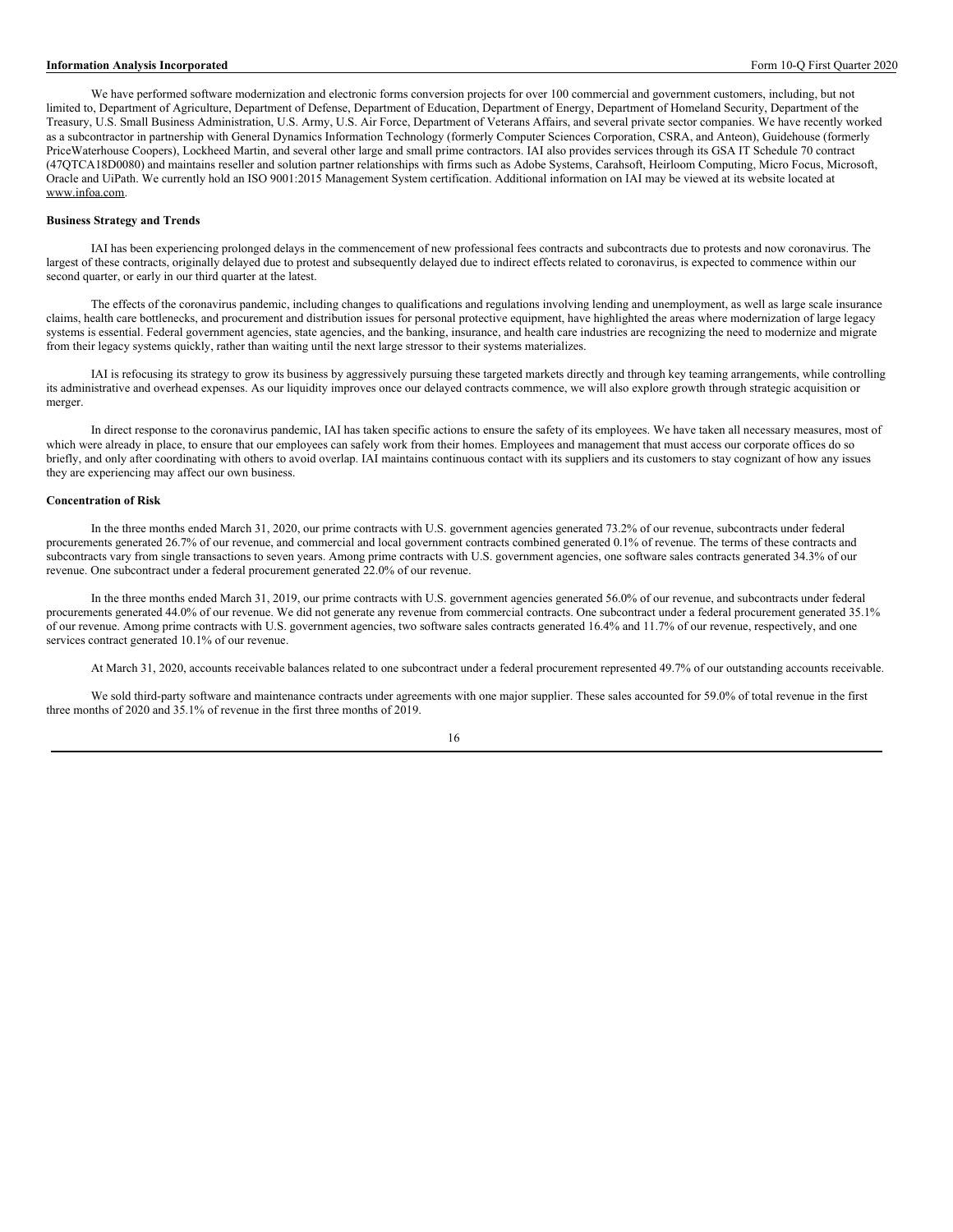We have performed software modernization and electronic forms conversion projects for over 100 commercial and government customers, including, but not limited to, Department of Agriculture, Department of Defense, Department of Education, Department of Energy, Department of Homeland Security, Department of the Treasury, U.S. Small Business Administration, U.S. Army, U.S. Air Force, Department of Veterans Affairs, and several private sector companies. We have recently worked as a subcontractor in partnership with General Dynamics Information Technology (formerly Computer Sciences Corporation, CSRA, and Anteon), Guidehouse (formerly PriceWaterhouse Coopers), Lockheed Martin, and several other large and small prime contractors. IAI also provides services through its GSA IT Schedule 70 contract (47QTCA18D0080) and maintains reseller and solution partner relationships with firms such as Adobe Systems, Carahsoft, Heirloom Computing, Micro Focus, Microsoft, Oracle and UiPath. We currently hold an ISO 9001:2015 Management System certification. Additional information on IAI may be viewed at its website located at www.infoa.com.

**Business Strategy and Trends**

IAI has been experiencing prolonged delays in the commencement of new professional fees contracts and subcontracts due to protests and now coronavirus. The largest of these contracts, originally delayed due to protest and subsequently delayed due to indirect effects related to coronavirus, is expected to commence within our second quarter, or early in our third quarter at the latest.

The effects of the coronavirus pandemic, including changes to qualifications and regulations involving lending and unemployment, as well as large scale insurance claims, health care bottlenecks, and procurement and distribution issues for personal protective equipment, have highlighted the areas where modernization of large legacy systems is essential. Federal government agencies, state agencies, and the banking, insurance, and health care industries are recognizing the need to modernize and migrate from their legacy systems quickly, rather than waiting until the next large stressor to their systems materializes.

IAI is refocusing its strategy to grow its business by aggressively pursuing these targeted markets directly and through key teaming arrangements, while controlling its administrative and overhead expenses. As our liquidity improves once our delayed contracts commence, we will also explore growth through strategic acquisition or merger.

In direct response to the coronavirus pandemic, IAI has taken specific actions to ensure the safety of its employees. We have taken all necessary measures, most of which were already in place, to ensure that our employees can safely work from their homes. Employees and management that must access our corporate offices do so briefly, and only after coordinating with others to avoid overlap. IAI maintains continuous contact with its suppliers and its customers to stay cognizant of how any issues they are experiencing may affect our own business.

**Concentration of Risk**

In the three months ended March 31, 2020, our prime contracts with U.S. government agencies generated 73.2% of our revenue, subcontracts under federal procurements generated 26.7% of our revenue, and commercial and local government contracts combined generated 0.1% of revenue. The terms of these contracts and subcontracts vary from single transactions to seven years. Among prime contracts with U.S. government agencies, one software sales contracts generated 34.3% of our revenue. One subcontract under a federal procurement generated 22.0% of our revenue.

In the three months ended March 31, 2019, our prime contracts with U.S. government agencies generated 56.0% of our revenue, and subcontracts under federal procurements generated 44.0% of our revenue. We did not generate any revenue from commercial contracts. One subcontract under a federal procurement generated 35.1% of our revenue. Among prime contracts with U.S. government agencies, two software sales contracts generated 16.4% and 11.7% of our revenue, respectively, and one services contract generated 10.1% of our revenue.

At March 31, 2020, accounts receivable balances related to one subcontract under a federal procurement represented 49.7% of our outstanding accounts receivable.

We sold third-party software and maintenance contracts under agreements with one major supplier. These sales accounted for 59.0% of total revenue in the first three months of 2020 and 35.1% of revenue in the first three months of 2019.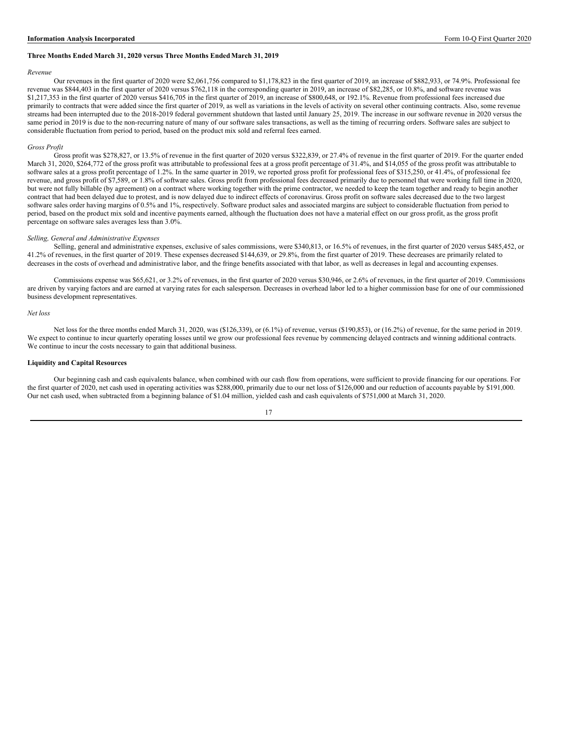**Three Months Ended March 31, 2020 versus Three Months Ended March 31, 2019**

*Revenue*

Our revenues in the first quarter of 2020 were $2,061,756 compared to $1,178,823 in the first quarter of 2019, an increase of $882,933, or 74.9%. Professional fee revenue was $844,403 in the first quarter of 2020 versus $762,118 in the corresponding quarter in 2019, an increase of $82,285, or 10.8%, and software revenue was $1,217,353 in the first quarter of 2020 versus $416,705 in the first quarter of 2019, an increase of $800,648, or 192.1%. Revenue from professional fees increased due primarily to contracts that were added since the first quarter of 2019, as well as variations in the levels of activity on several other continuing contracts. Also, some revenue streams had been interrupted due to the 2018-2019 federal government shutdown that lasted until January 25, 2019. The increase in our software revenue in 2020 versus the same period in 2019 is due to the non-recurring nature of many of our software sales transactions, as well as the timing of recurring orders. Software sales are subject to considerable fluctuation from period to period, based on the product mix sold and referral fees earned.

*Gross Profit*

Gross profit was $278,827, or 13.5% of revenue in the first quarter of 2020 versus $322,839, or 27.4% of revenue in the first quarter of 2019. For the quarter ended March 31, 2020, $264,772 of the gross profit was attributable to professional fees at a gross profit percentage of 31.4%, and $14,055 of the gross profit was attributable to software sales at a gross profit percentage of 1.2%. In the same quarter in 2019, we reported gross profit for professional fees of $315,250, or 41.4%, of professional fee revenue, and gross profit of $7,589, or 1.8% of software sales. Gross profit from professional fees decreased primarily due to personnel that were working full time in 2020, but were not fully billable (by agreement) on a contract where working together with the prime contractor, we needed to keep the team together and ready to begin another contract that had been delayed due to protest, and is now delayed due to indirect effects of coronavirus. Gross profit on software sales decreased due to the two largest software sales order having margins of 0.5% and 1%, respectively. Software product sales and associated margins are subject to considerable fluctuation from period to period, based on the product mix sold and incentive payments earned, although the fluctuation does not have a material effect on our gross profit, as the gross profit percentage on software sales averages less than 3.0%.

*Selling, General and Administrative Expenses*

Selling, general and administrative expenses, exclusive of sales commissions, were $340,813, or 16.5% of revenues, in the first quarter of 2020 versus $485,452, or 41.2% of revenues, in the first quarter of 2019. These expenses decreased $144,639, or 29.8%, from the first quarter of 2019. These decreases are primarily related to decreases in the costs of overhead and administrative labor, and the fringe benefits associated with that labor, as well as decreases in legal and accounting expenses.

Commissions expense was $65,621, or 3.2% of revenues, in the first quarter of 2020 versus $30,946, or 2.6% of revenues, in the first quarter of 2019. Commissions are driven by varying factors and are earned at varying rates for each salesperson. Decreases in overhead labor led to a higher commission base for one of our commissioned business development representatives.

*Net loss*

Net loss for the three months ended March 31, 2020, was ($126,339), or (6.1%) of revenue, versus ($190,853), or (16.2%) of revenue, for the same period in 2019. We expect to continue to incur quarterly operating losses until we grow our professional fees revenue by commencing delayed contracts and winning additional contracts. We continue to incur the costs necessary to gain that additional business.

**Liquidity and Capital Resources**

Our beginning cash and cash equivalents balance, when combined with our cash flow from operations, were sufficient to provide financing for our operations. For the first quarter of 2020, net cash used in operating activities was $288,000, primarily due to our net loss of $126,000 and our reduction of accounts payable by $191,000. Our net cash used, when subtracted from a beginning balance of $1.04 million, yielded cash and cash equivalents of $751,000 at March 31, 2020.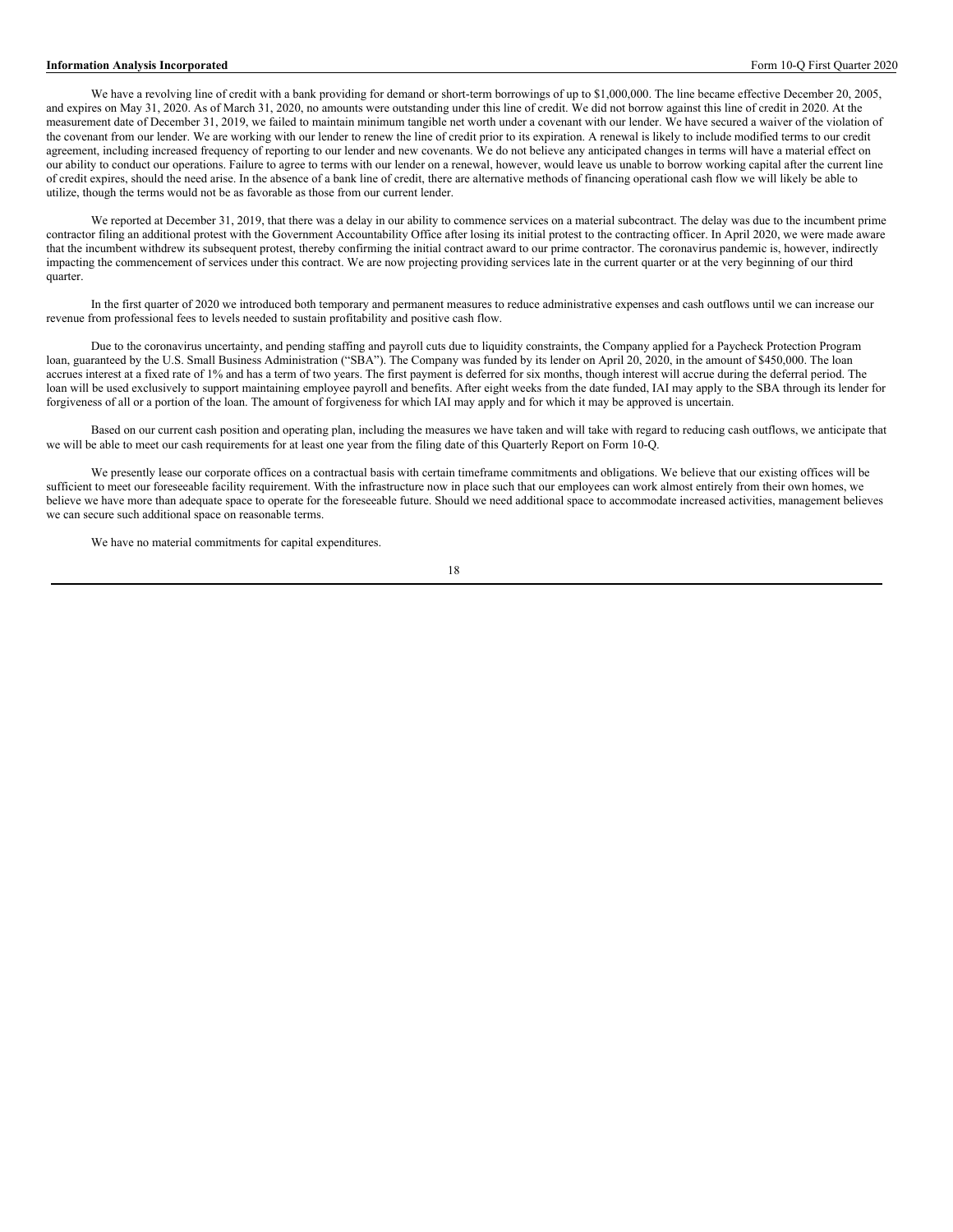We have a revolving line of credit with a bank providing for demand or short-term borrowings of up to $1,000,000. The line became effective December 20, 2005, and expires on May 31, 2020. As of March 31, 2020, no amounts were outstanding under this line of credit. We did not borrow against this line of credit in 2020. At the measurement date of December 31, 2019, we failed to maintain minimum tangible net worth under a covenant with our lender. We have secured a waiver of the violation of the covenant from our lender. We are working with our lender to renew the line of credit prior to its expiration. A renewal is likely to include modified terms to our credit agreement, including increased frequency of reporting to our lender and new covenants. We do not believe any anticipated changes in terms will have a material effect on our ability to conduct our operations. Failure to agree to terms with our lender on a renewal, however, would leave us unable to borrow working capital after the current line of credit expires, should the need arise. In the absence of a bank line of credit, there are alternative methods of financing operational cash flow we will likely be able to utilize, though the terms would not be as favorable as those from our current lender.

We reported at December 31, 2019, that there was a delay in our ability to commence services on a material subcontract. The delay was due to the incumbent prime contractor filing an additional protest with the Government Accountability Office after losing its initial protest to the contracting officer. In April 2020, we were made aware that the incumbent withdrew its subsequent protest, thereby confirming the initial contract award to our prime contractor. The coronavirus pandemic is, however, indirectly impacting the commencement of services under this contract. We are now projecting providing services late in the current quarter or at the very beginning of our third quarter.

In the first quarter of 2020 we introduced both temporary and permanent measures to reduce administrative expenses and cash outflows until we can increase our revenue from professional fees to levels needed to sustain profitability and positive cash flow.

Due to the coronavirus uncertainty, and pending staffing and payroll cuts due to liquidity constraints, the Company applied for a Paycheck Protection Program loan, guaranteed by the U.S. Small Business Administration ("SBA"). The Company was funded by its lender on April 20, 2020, in the amount of $450,000. The loan accrues interest at a fixed rate of 1% and has a term of two years. The first payment is deferred for six months, though interest will accrue during the deferral period. The loan will be used exclusively to support maintaining employee payroll and benefits. After eight weeks from the date funded, IAI may apply to the SBA through its lender for forgiveness of all or a portion of the loan. The amount of forgiveness for which IAI may apply and for which it may be approved is uncertain.

Based on our current cash position and operating plan, including the measures we have taken and will take with regard to reducing cash outflows, we anticipate that we will be able to meet our cash requirements for at least one year from the filing date of this Quarterly Report on Form 10-Q.

We presently lease our corporate offices on a contractual basis with certain timeframe commitments and obligations. We believe that our existing offices will be sufficient to meet our foreseeable facility requirement. With the infrastructure now in place such that our employees can work almost entirely from their own homes, we believe we have more than adequate space to operate for the foreseeable future. Should we need additional space to accommodate increased activities, management believes we can secure such additional space on reasonable terms.

We have no material commitments for capital expenditures.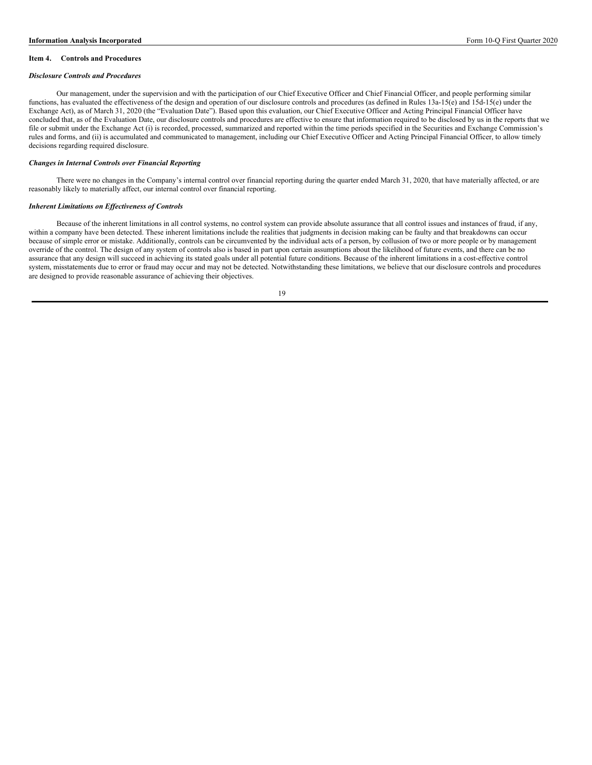### Item 4. Controls and Procedures

***Disclosure Controls and Procedures***

Our management, under the supervision and with the participation of our Chief Executive Officer and Chief Financial Officer, and people performing similar functions, has evaluated the effectiveness of the design and operation of our disclosure controls and procedures (as defined in Rules 13a-15(e) and 15d-15(e) under the Exchange Act), as of March 31, 2020 (the "Evaluation Date"). Based upon this evaluation, our Chief Executive Officer and Acting Principal Financial Officer have concluded that, as of the Evaluation Date, our disclosure controls and procedures are effective to ensure that information required to be disclosed by us in the reports that we file or submit under the Exchange Act (i) is recorded, processed, summarized and reported within the time periods specified in the Securities and Exchange Commission's rules and forms, and (ii) is accumulated and communicated to management, including our Chief Executive Officer and Acting Principal Financial Officer, to allow timely decisions regarding required disclosure.

***Changes in Internal Controls over Financial Reporting***

There were no changes in the Company's internal control over financial reporting during the quarter ended March 31, 2020, that have materially affected, or are reasonably likely to materially affect, our internal control over financial reporting.

***Inherent Limitations on Effectiveness of Controls***

Because of the inherent limitations in all control systems, no control system can provide absolute assurance that all control issues and instances of fraud, if any, within a company have been detected. These inherent limitations include the realities that judgments in decision making can be faulty and that breakdowns can occur because of simple error or mistake. Additionally, controls can be circumvented by the individual acts of a person, by collusion of two or more people or by management override of the control. The design of any system of controls also is based in part upon certain assumptions about the likelihood of future events, and there can be no assurance that any design will succeed in achieving its stated goals under all potential future conditions. Because of the inherent limitations in a cost-effective control system, misstatements due to error or fraud may occur and may not be detected. Notwithstanding these limitations, we believe that our disclosure controls and procedures are designed to provide reasonable assurance of achieving their objectives.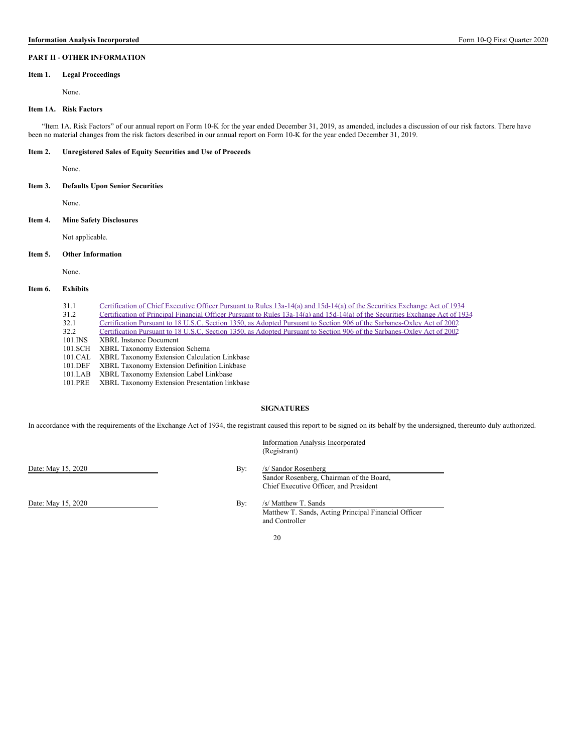## PART II - OTHER INFORMATION

### Item 1. Legal Proceedings

None.

### Item 1A. Risk Factors

"Item 1A. Risk Factors" of our annual report on Form 10-K for the year ended December 31, 2019, as amended, includes a discussion of our risk factors. There have been no material changes from the risk factors described in our annual report on Form 10-K for the year ended December 31, 2019.

### Item 2. Unregistered Sales of Equity Securities and Use of Proceeds

None.

### Item 3. Defaults Upon Senior Securities

None.

### Item 4. Mine Safety Disclosures

Not applicable.

### Item 5. Other Information

None.

### Item 6. Exhibits

| | |
|---|---|
| 31.1 | Certification of Chief Executive Officer Pursuant to Rules 13a-14(a) and 15d-14(a) of the Securities Exchange Act of 1934 |
| 31.2 | Certification of Principal Financial Officer Pursuant to Rules 13a-14(a) and 15d-14(a) of the Securities Exchange Act of 1934 |
| 32.1 | Certification Pursuant to 18 U.S.C. Section 1350, as Adopted Pursuant to Section 906 of the Sarbanes-Oxley Act of 2002 |
| 32.2 | Certification Pursuant to 18 U.S.C. Section 1350, as Adopted Pursuant to Section 906 of the Sarbanes-Oxley Act of 2002 |
| 101.INS | XBRL Instance Document |
| 101.SCH | XBRL Taxonomy Extension Schema |
| 101.CAL | XBRL Taxonomy Extension Calculation Linkbase |
| 101.DEF | XBRL Taxonomy Extension Definition Linkbase |
| 101.LAB | XBRL Taxonomy Extension Label Linkbase |
| 101.PRE | XBRL Taxonomy Extension Presentation linkbase |

## SIGNATURES

In accordance with the requirements of the Exchange Act of 1934, the registrant caused this report to be signed on its behalf by the undersigned, thereunto duly authorized.

Information Analysis Incorporated
(Registrant)

Date: May 15, 2020

By: /s/ Sandor Rosenberg
Sandor Rosenberg, Chairman of the Board,
Chief Executive Officer, and President

Date: May 15, 2020

By: /s/ Matthew T. Sands
Matthew T. Sands, Acting Principal Financial Officer
and Controller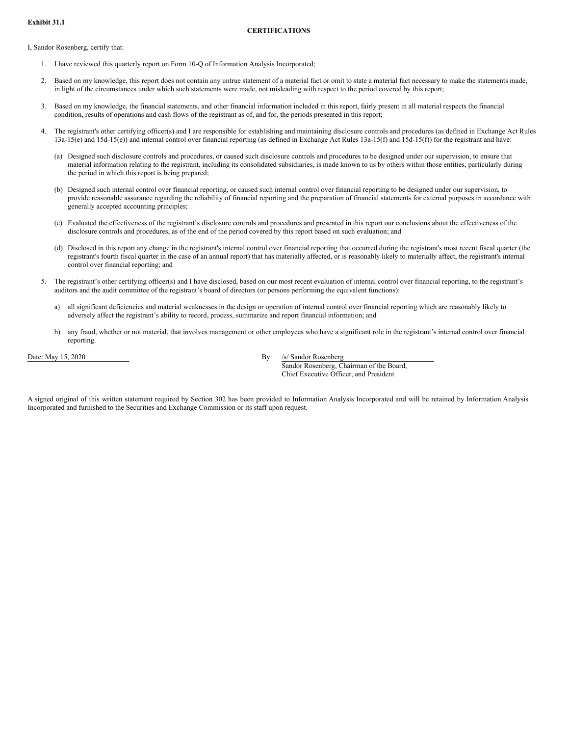**Exhibit 31.1**

**CERTIFICATIONS**

I, Sandor Rosenberg, certify that:

1. I have reviewed this quarterly report on Form 10-Q of Information Analysis Incorporated;

2. Based on my knowledge, this report does not contain any untrue statement of a material fact or omit to state a material fact necessary to make the statements made, in light of the circumstances under which such statements were made, not misleading with respect to the period covered by this report;

3. Based on my knowledge, the financial statements, and other financial information included in this report, fairly present in all material respects the financial condition, results of operations and cash flows of the registrant as of, and for, the periods presented in this report;

4. The registrant's other certifying officer(s) and I are responsible for establishing and maintaining disclosure controls and procedures (as defined in Exchange Act Rules 13a-15(e) and 15d-15(e)) and internal control over financial reporting (as defined in Exchange Act Rules 13a-15(f) and 15d-15(f)) for the registrant and have:

   (a) Designed such disclosure controls and procedures, or caused such disclosure controls and procedures to be designed under our supervision, to ensure that material information relating to the registrant, including its consolidated subsidiaries, is made known to us by others within those entities, particularly during the period in which this report is being prepared;

   (b) Designed such internal control over financial reporting, or caused such internal control over financial reporting to be designed under our supervision, to provide reasonable assurance regarding the reliability of financial reporting and the preparation of financial statements for external purposes in accordance with generally accepted accounting principles;

   (c) Evaluated the effectiveness of the registrant's disclosure controls and procedures and presented in this report our conclusions about the effectiveness of the disclosure controls and procedures, as of the end of the period covered by this report based on such evaluation; and

   (d) Disclosed in this report any change in the registrant's internal control over financial reporting that occurred during the registrant's most recent fiscal quarter (the registrant's fourth fiscal quarter in the case of an annual report) that has materially affected, or is reasonably likely to materially affect, the registrant's internal control over financial reporting; and

5. The registrant's other certifying officer(s) and I have disclosed, based on our most recent evaluation of internal control over financial reporting, to the registrant's auditors and the audit committee of the registrant's board of directors (or persons performing the equivalent functions):

   a) all significant deficiencies and material weaknesses in the design or operation of internal control over financial reporting which are reasonably likely to adversely affect the registrant's ability to record, process, summarize and report financial information; and

   b) any fraud, whether or not material, that involves management or other employees who have a significant role in the registrant's internal control over financial reporting.

Date: May 15, 2020

By: /s/ Sandor Rosenberg
Sandor Rosenberg, Chairman of the Board,
Chief Executive Officer, and President

A signed original of this written statement required by Section 302 has been provided to Information Analysis Incorporated and will be retained by Information Analysis Incorporated and furnished to the Securities and Exchange Commission or its staff upon request.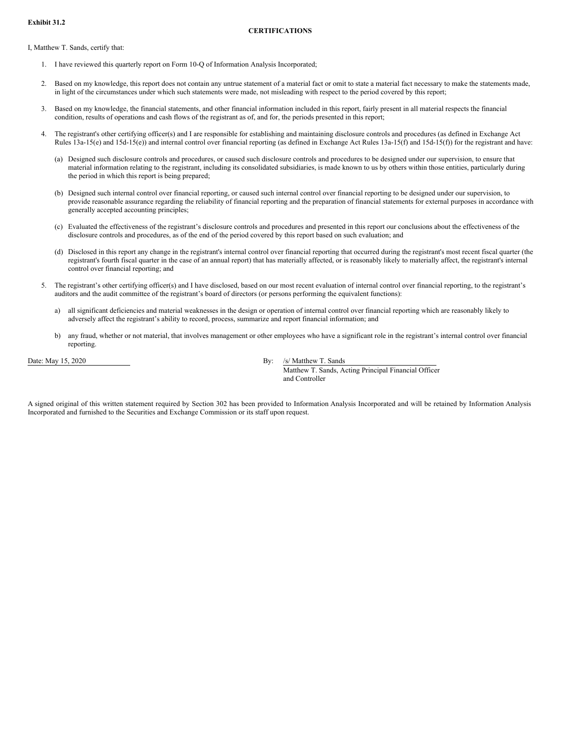**Exhibit 31.2**

**CERTIFICATIONS**

I, Matthew T. Sands, certify that:

1. I have reviewed this quarterly report on Form 10-Q of Information Analysis Incorporated;

2. Based on my knowledge, this report does not contain any untrue statement of a material fact or omit to state a material fact necessary to make the statements made, in light of the circumstances under which such statements were made, not misleading with respect to the period covered by this report;

3. Based on my knowledge, the financial statements, and other financial information included in this report, fairly present in all material respects the financial condition, results of operations and cash flows of the registrant as of, and for, the periods presented in this report;

4. The registrant's other certifying officer(s) and I are responsible for establishing and maintaining disclosure controls and procedures (as defined in Exchange Act Rules 13a-15(e) and 15d-15(e)) and internal control over financial reporting (as defined in Exchange Act Rules 13a-15(f) and 15d-15(f)) for the registrant and have:

   (a) Designed such disclosure controls and procedures, or caused such disclosure controls and procedures to be designed under our supervision, to ensure that material information relating to the registrant, including its consolidated subsidiaries, is made known to us by others within those entities, particularly during the period in which this report is being prepared;

   (b) Designed such internal control over financial reporting, or caused such internal control over financial reporting to be designed under our supervision, to provide reasonable assurance regarding the reliability of financial reporting and the preparation of financial statements for external purposes in accordance with generally accepted accounting principles;

   (c) Evaluated the effectiveness of the registrant's disclosure controls and procedures and presented in this report our conclusions about the effectiveness of the disclosure controls and procedures, as of the end of the period covered by this report based on such evaluation; and

   (d) Disclosed in this report any change in the registrant's internal control over financial reporting that occurred during the registrant's most recent fiscal quarter (the registrant's fourth fiscal quarter in the case of an annual report) that has materially affected, or is reasonably likely to materially affect, the registrant's internal control over financial reporting; and

5. The registrant's other certifying officer(s) and I have disclosed, based on our most recent evaluation of internal control over financial reporting, to the registrant's auditors and the audit committee of the registrant's board of directors (or persons performing the equivalent functions):

   a) all significant deficiencies and material weaknesses in the design or operation of internal control over financial reporting which are reasonably likely to adversely affect the registrant's ability to record, process, summarize and report financial information; and

   b) any fraud, whether or not material, that involves management or other employees who have a significant role in the registrant's internal control over financial reporting.

Date: May 15, 2020

By: /s/ Matthew T. Sands
Matthew T. Sands, Acting Principal Financial Officer and Controller

A signed original of this written statement required by Section 302 has been provided to Information Analysis Incorporated and will be retained by Information Analysis Incorporated and furnished to the Securities and Exchange Commission or its staff upon request.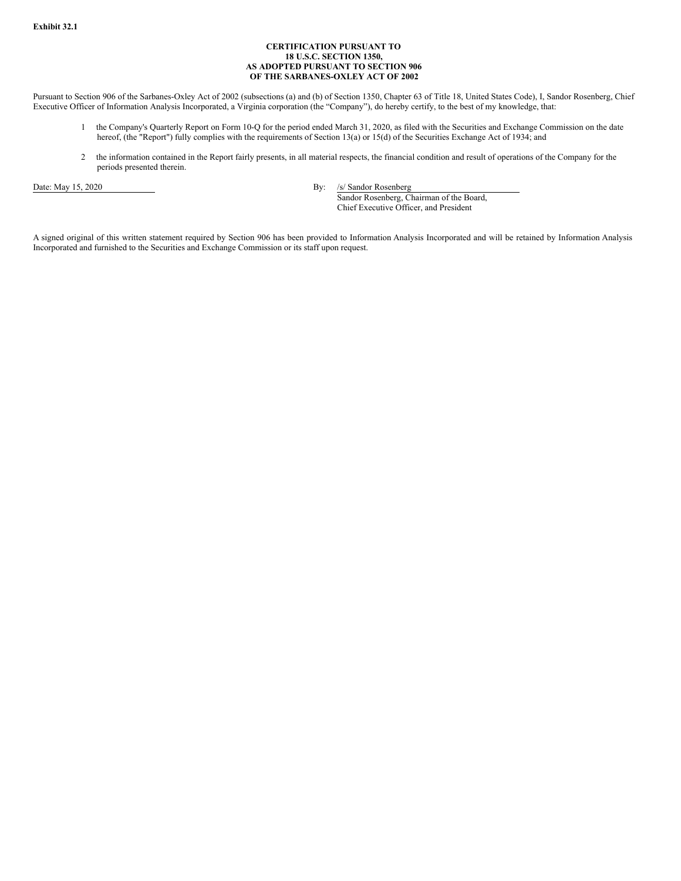**Exhibit 32.1**

**CERTIFICATION PURSUANT TO**
**18 U.S.C. SECTION 1350,**
**AS ADOPTED PURSUANT TO SECTION 906**
**OF THE SARBANES-OXLEY ACT OF 2002**

Pursuant to Section 906 of the Sarbanes-Oxley Act of 2002 (subsections (a) and (b) of Section 1350, Chapter 63 of Title 18, United States Code), I, Sandor Rosenberg, Chief Executive Officer of Information Analysis Incorporated, a Virginia corporation (the "Company"), do hereby certify, to the best of my knowledge, that:

1 the Company's Quarterly Report on Form 10-Q for the period ended March 31, 2020, as filed with the Securities and Exchange Commission on the date hereof, (the "Report") fully complies with the requirements of Section 13(a) or 15(d) of the Securities Exchange Act of 1934; and

2 the information contained in the Report fairly presents, in all material respects, the financial condition and result of operations of the Company for the periods presented therein.

Date: May 15, 2020

By: /s/ Sandor Rosenberg
Sandor Rosenberg, Chairman of the Board,
Chief Executive Officer, and President

A signed original of this written statement required by Section 906 has been provided to Information Analysis Incorporated and will be retained by Information Analysis Incorporated and furnished to the Securities and Exchange Commission or its staff upon request.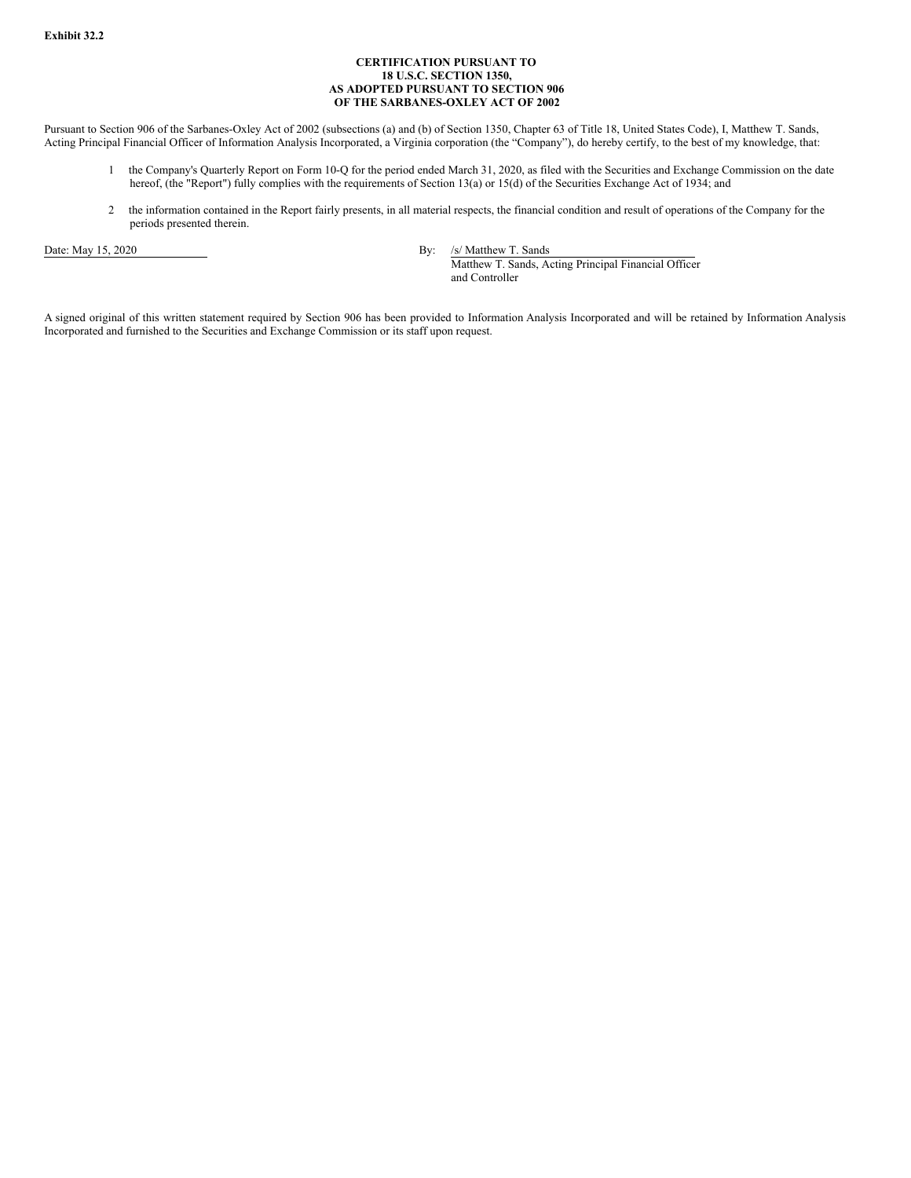**Exhibit 32.2**

**CERTIFICATION PURSUANT TO**
**18 U.S.C. SECTION 1350,**
**AS ADOPTED PURSUANT TO SECTION 906**
**OF THE SARBANES-OXLEY ACT OF 2002**

Pursuant to Section 906 of the Sarbanes-Oxley Act of 2002 (subsections (a) and (b) of Section 1350, Chapter 63 of Title 18, United States Code), I, Matthew T. Sands, Acting Principal Financial Officer of Information Analysis Incorporated, a Virginia corporation (the "Company"), do hereby certify, to the best of my knowledge, that:

1. the Company's Quarterly Report on Form 10-Q for the period ended March 31, 2020, as filed with the Securities and Exchange Commission on the date hereof, (the "Report") fully complies with the requirements of Section 13(a) or 15(d) of the Securities Exchange Act of 1934; and

2. the information contained in the Report fairly presents, in all material respects, the financial condition and result of operations of the Company for the periods presented therein.

Date: May 15, 2020

By: /s/ Matthew T. Sands
Matthew T. Sands, Acting Principal Financial Officer and Controller

A signed original of this written statement required by Section 906 has been provided to Information Analysis Incorporated and will be retained by Information Analysis Incorporated and furnished to the Securities and Exchange Commission or its staff upon request.